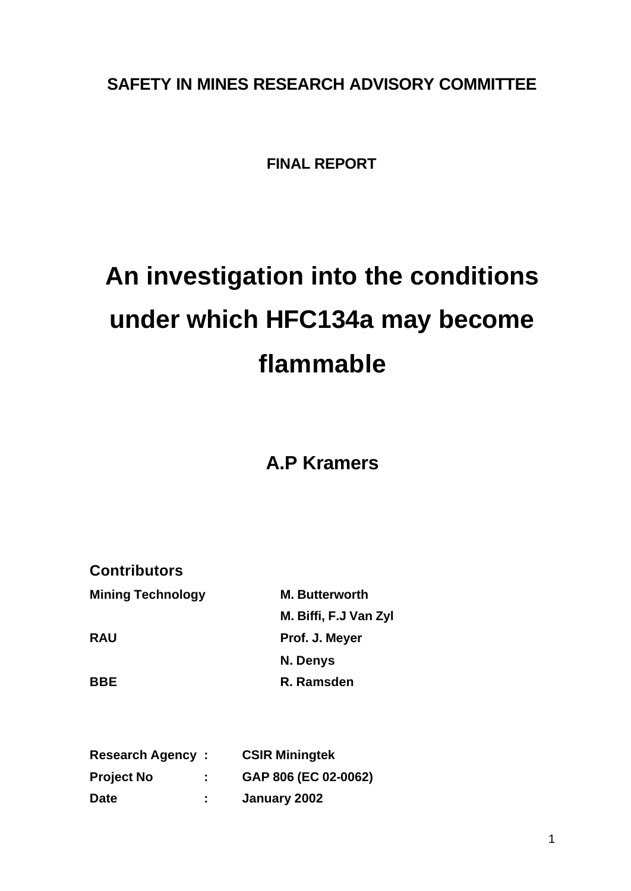**SAFETY IN MINES RESEARCH ADVISORY COMMITTEE**

**FINAL REPORT**

# An investigation into the conditions under which HFC134a may become flammable

**A.P Kramers**

**Contributors**

| | |
|---|---|
| **Mining Technology** | **M. Butterworth** |
| | **M. Biffi, F.J Van Zyl** |
| **RAU** | **Prof. J. Meyer** |
| | **N. Denys** |
| **BBE** | **R. Ramsden** |

| | | |
|---|---|---|
| **Research Agency** | **:** | **CSIR Miningtek** |
| **Project No** | **:** | **GAP 806 (EC 02-0062)** |
| **Date** | **:** | **January 2002** |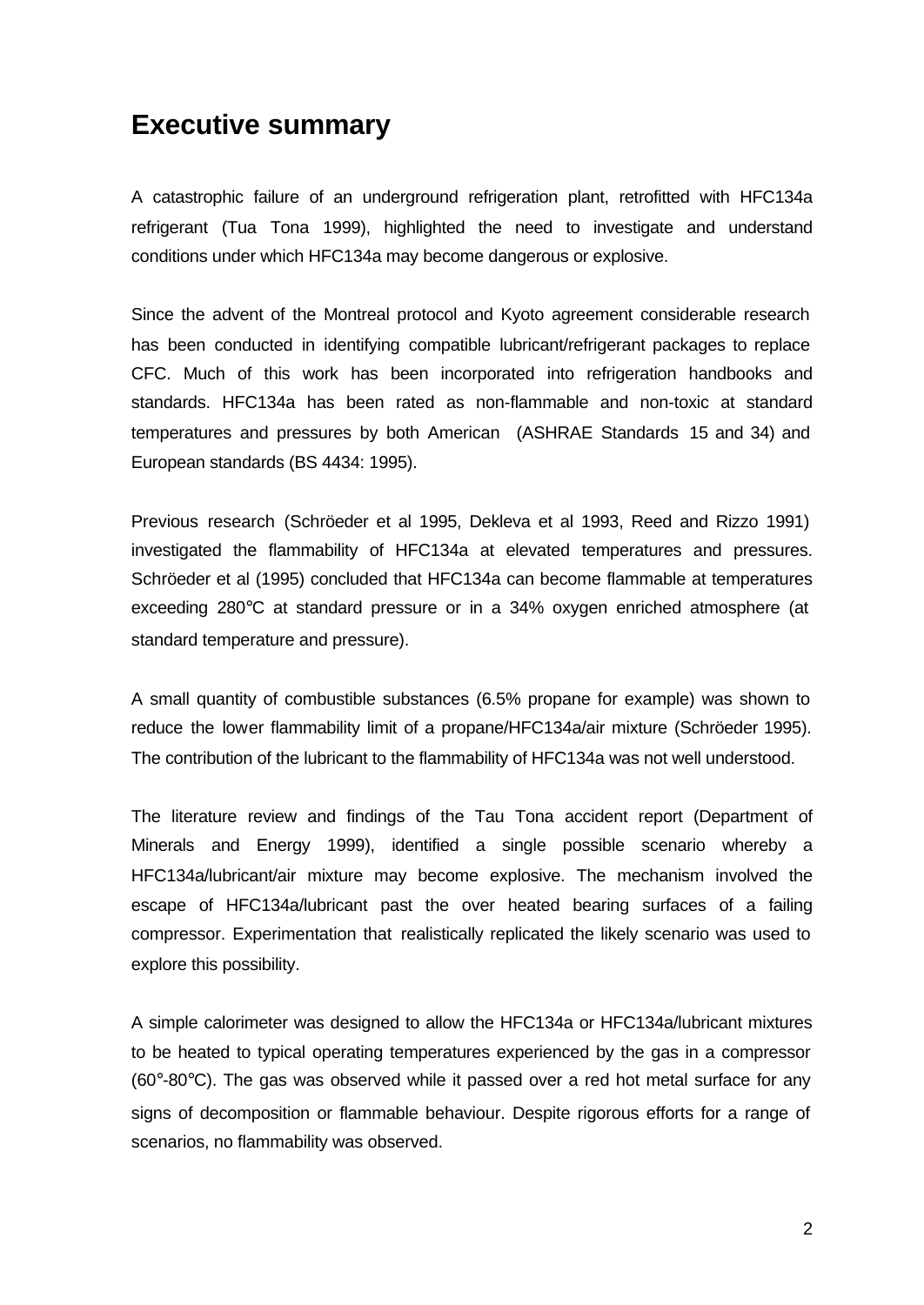# Executive summary

A catastrophic failure of an underground refrigeration plant, retrofitted with HFC134a refrigerant (Tua Tona 1999), highlighted the need to investigate and understand conditions under which HFC134a may become dangerous or explosive.

Since the advent of the Montreal protocol and Kyoto agreement considerable research has been conducted in identifying compatible lubricant/refrigerant packages to replace CFC. Much of this work has been incorporated into refrigeration handbooks and standards. HFC134a has been rated as non-flammable and non-toxic at standard temperatures and pressures by both American (ASHRAE Standards 15 and 34) and European standards (BS 4434: 1995).

Previous research (Schröeder et al 1995, Dekleva et al 1993, Reed and Rizzo 1991) investigated the flammability of HFC134a at elevated temperatures and pressures. Schröeder et al (1995) concluded that HFC134a can become flammable at temperatures exceeding 280°C at standard pressure or in a 34% oxygen enriched atmosphere (at standard temperature and pressure).

A small quantity of combustible substances (6.5% propane for example) was shown to reduce the lower flammability limit of a propane/HFC134a/air mixture (Schröeder 1995). The contribution of the lubricant to the flammability of HFC134a was not well understood.

The literature review and findings of the Tau Tona accident report (Department of Minerals and Energy 1999), identified a single possible scenario whereby a HFC134a/lubricant/air mixture may become explosive. The mechanism involved the escape of HFC134a/lubricant past the over heated bearing surfaces of a failing compressor. Experimentation that realistically replicated the likely scenario was used to explore this possibility.

A simple calorimeter was designed to allow the HFC134a or HFC134a/lubricant mixtures to be heated to typical operating temperatures experienced by the gas in a compressor (60°-80°C). The gas was observed while it passed over a red hot metal surface for any signs of decomposition or flammable behaviour. Despite rigorous efforts for a range of scenarios, no flammability was observed.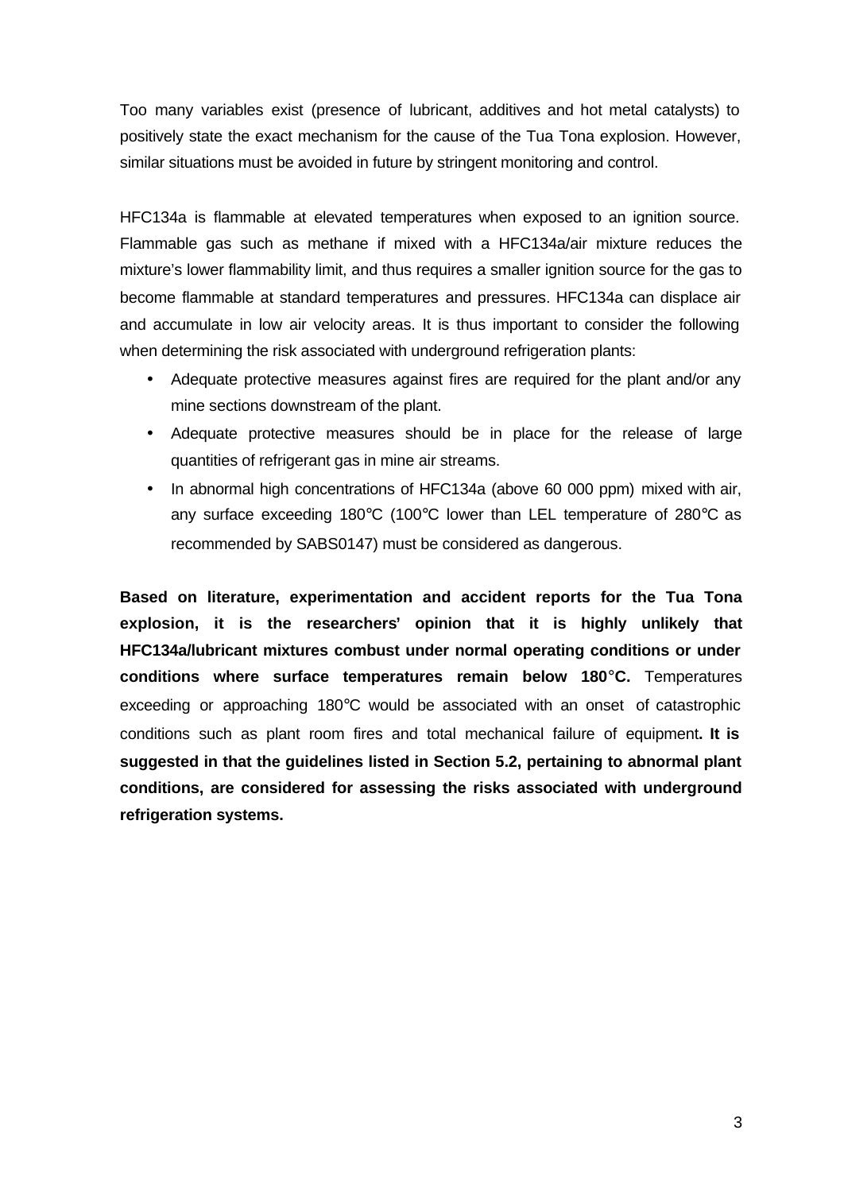Too many variables exist (presence of lubricant, additives and hot metal catalysts) to positively state the exact mechanism for the cause of the Tua Tona explosion. However, similar situations must be avoided in future by stringent monitoring and control.

HFC134a is flammable at elevated temperatures when exposed to an ignition source. Flammable gas such as methane if mixed with a HFC134a/air mixture reduces the mixture's lower flammability limit, and thus requires a smaller ignition source for the gas to become flammable at standard temperatures and pressures. HFC134a can displace air and accumulate in low air velocity areas. It is thus important to consider the following when determining the risk associated with underground refrigeration plants:

- Adequate protective measures against fires are required for the plant and/or any mine sections downstream of the plant.
- Adequate protective measures should be in place for the release of large quantities of refrigerant gas in mine air streams.
- In abnormal high concentrations of HFC134a (above 60 000 ppm) mixed with air, any surface exceeding 180°C (100°C lower than LEL temperature of 280°C as recommended by SABS0147) must be considered as dangerous.

**Based on literature, experimentation and accident reports for the Tua Tona explosion, it is the researchers' opinion that it is highly unlikely that HFC134a/lubricant mixtures combust under normal operating conditions or under conditions where surface temperatures remain below 180°C.** Temperatures exceeding or approaching 180°C would be associated with an onset of catastrophic conditions such as plant room fires and total mechanical failure of equipment**. It is suggested in that the guidelines listed in Section 5.2, pertaining to abnormal plant conditions, are considered for assessing the risks associated with underground refrigeration systems.**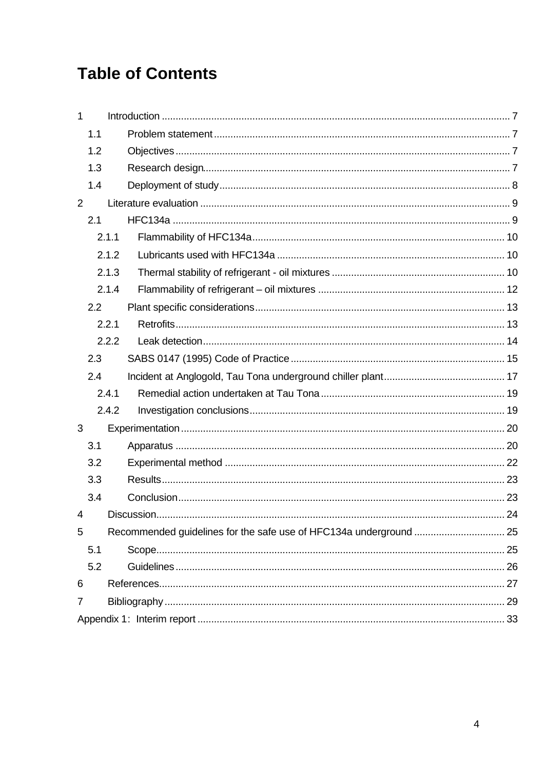# Table of Contents

1 Introduction ............................................................................................................................. 7
 1.1 Problem statement .......................................................................................................... 7
 1.2 Objectives ........................................................................................................................ 7
 1.3 Research design.............................................................................................................. 7
 1.4 Deployment of study........................................................................................................ 8
2 Literature evaluation ............................................................................................................... 9
 2.1 HFC134a ......................................................................................................................... 9
  2.1.1 Flammability of HFC134a........................................................................................... 10
  2.1.2 Lubricants used with HFC134a .................................................................................. 10
  2.1.3 Thermal stability of refrigerant - oil mixtures .............................................................. 10
  2.1.4 Flammability of refrigerant – oil mixtures ................................................................... 12
 2.2 Plant specific considerations.......................................................................................... 13
  2.2.1 Retrofits...................................................................................................................... 13
  2.2.2 Leak detection............................................................................................................ 14
 2.3 SABS 0147 (1995) Code of Practice ............................................................................. 15
 2.4 Incident at Anglogold, Tau Tona underground chiller plant............................................ 17
  2.4.1 Remedial action undertaken at Tau Tona .................................................................. 19
  2.4.2 Investigation conclusions............................................................................................ 19
3 Experimentation.................................................................................................................... 20
 3.1 Apparatus ...................................................................................................................... 20
 3.2 Experimental method ..................................................................................................... 22
 3.3 Results........................................................................................................................... 23
 3.4 Conclusion...................................................................................................................... 23
4 Discussion............................................................................................................................. 24
5 Recommended guidelines for the safe use of HFC134a underground ................................. 25
 5.1 Scope............................................................................................................................. 25
 5.2 Guidelines ...................................................................................................................... 26
6 References............................................................................................................................ 27
7 Bibliography .......................................................................................................................... 29
Appendix 1: Interim report ............................................................................................................ 33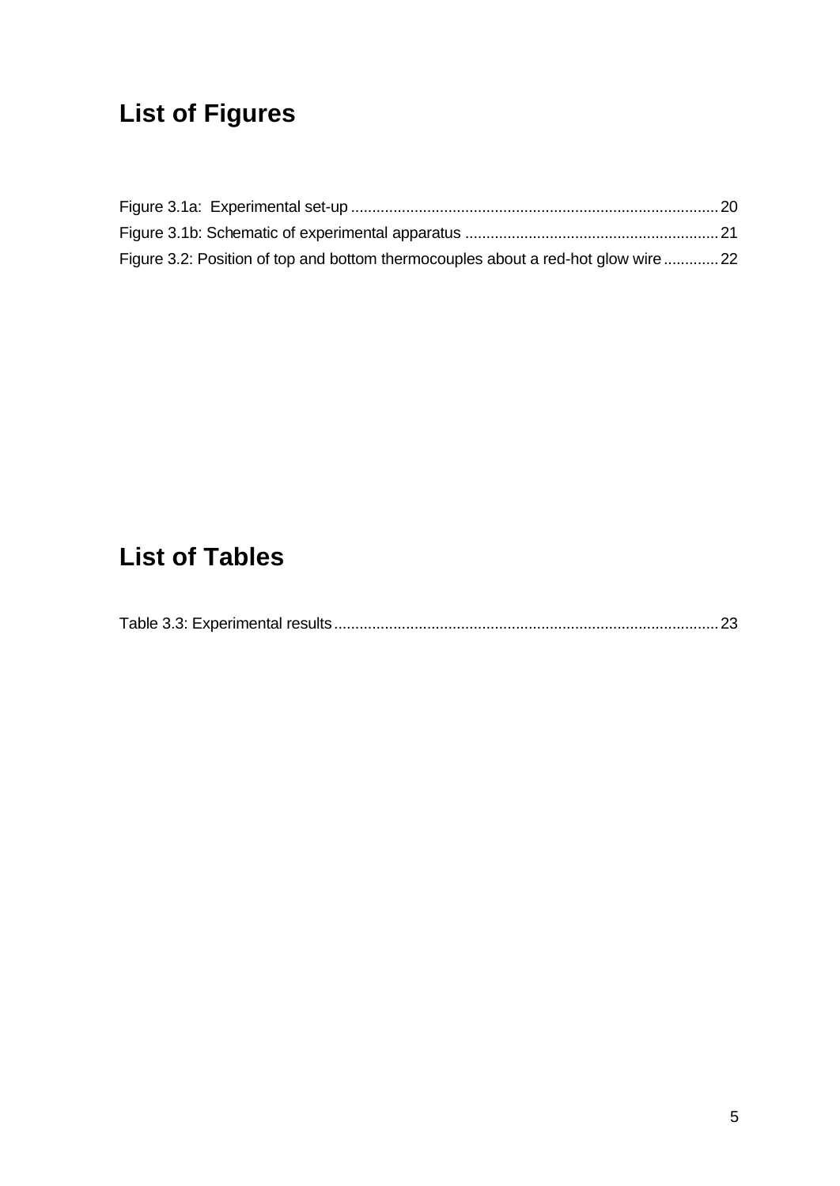# List of Figures

Figure 3.1a: Experimental set-up ........................................................................................ 20

Figure 3.1b: Schematic of experimental apparatus ............................................................ 21

Figure 3.2: Position of top and bottom thermocouples about a red-hot glow wire ............. 22

# List of Tables

Table 3.3: Experimental results ........................................................................................... 23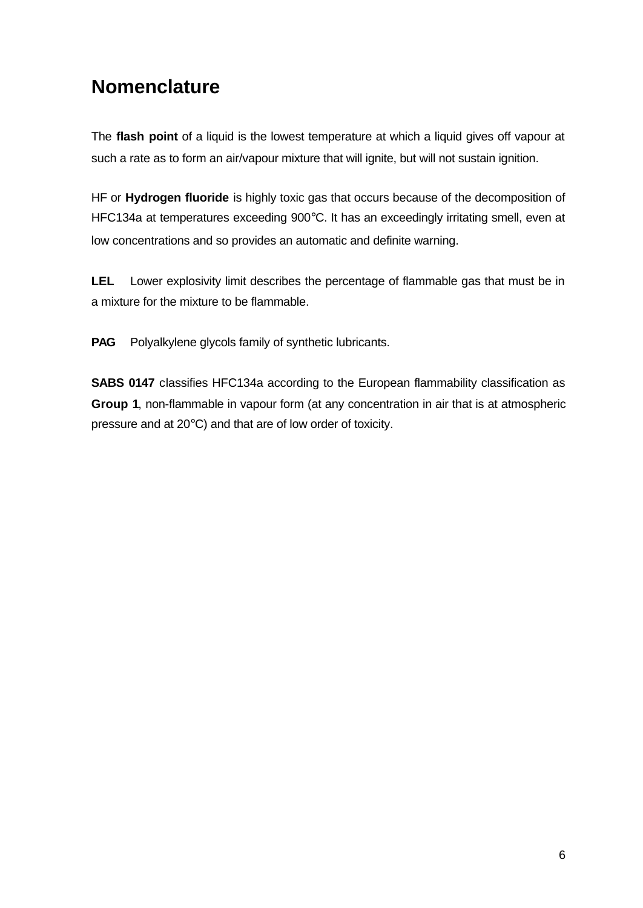# Nomenclature

The **flash point** of a liquid is the lowest temperature at which a liquid gives off vapour at such a rate as to form an air/vapour mixture that will ignite, but will not sustain ignition.

HF or **Hydrogen fluoride** is highly toxic gas that occurs because of the decomposition of HFC134a at temperatures exceeding 900°C. It has an exceedingly irritating smell, even at low concentrations and so provides an automatic and definite warning.

**LEL** Lower explosivity limit describes the percentage of flammable gas that must be in a mixture for the mixture to be flammable.

**PAG** Polyalkylene glycols family of synthetic lubricants.

**SABS 0147** classifies HFC134a according to the European flammability classification as **Group 1**, non-flammable in vapour form (at any concentration in air that is at atmospheric pressure and at 20°C) and that are of low order of toxicity.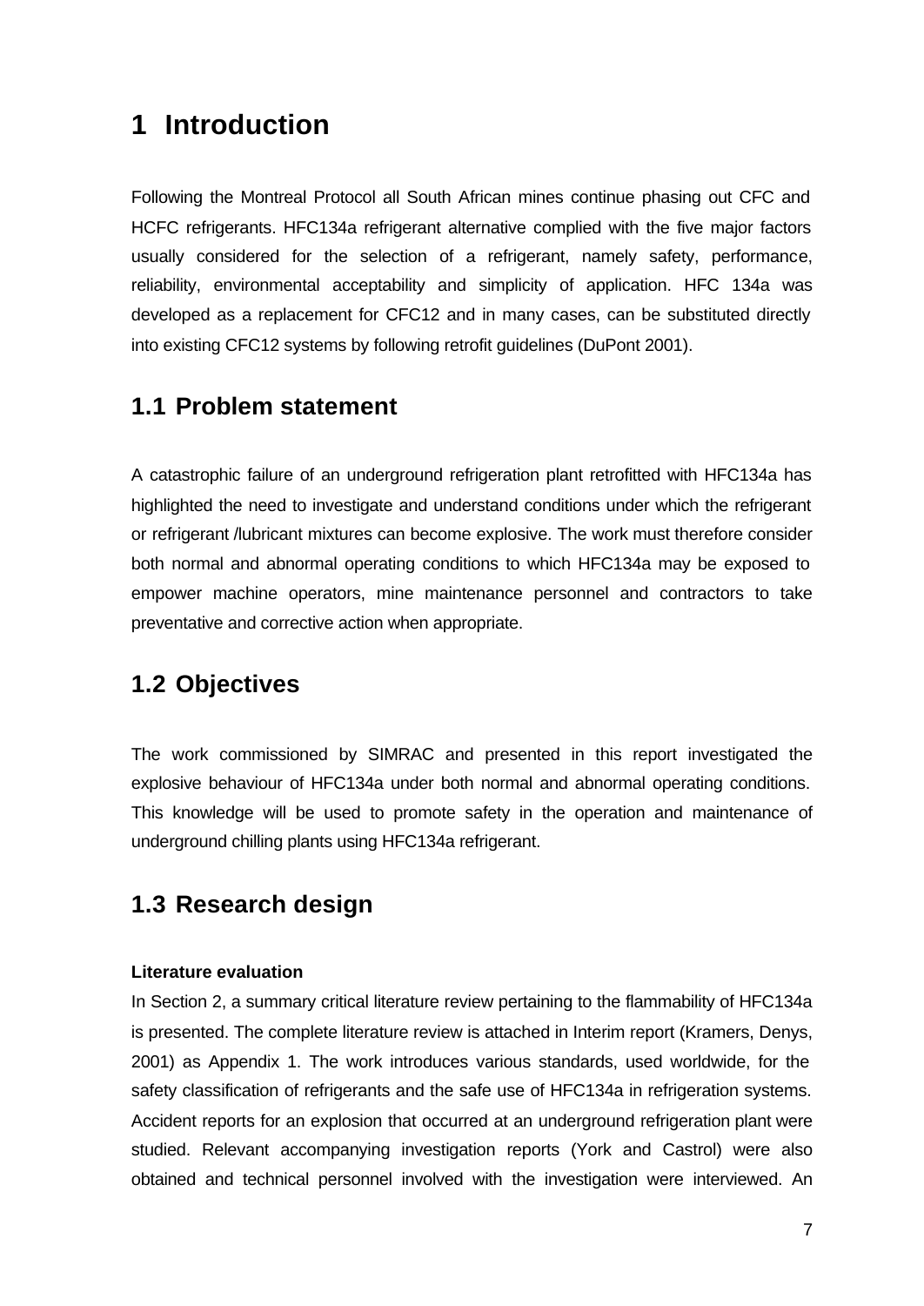# 1 Introduction

Following the Montreal Protocol all South African mines continue phasing out CFC and HCFC refrigerants. HFC134a refrigerant alternative complied with the five major factors usually considered for the selection of a refrigerant, namely safety, performance, reliability, environmental acceptability and simplicity of application. HFC 134a was developed as a replacement for CFC12 and in many cases, can be substituted directly into existing CFC12 systems by following retrofit guidelines (DuPont 2001).

## 1.1 Problem statement

A catastrophic failure of an underground refrigeration plant retrofitted with HFC134a has highlighted the need to investigate and understand conditions under which the refrigerant or refrigerant /lubricant mixtures can become explosive. The work must therefore consider both normal and abnormal operating conditions to which HFC134a may be exposed to empower machine operators, mine maintenance personnel and contractors to take preventative and corrective action when appropriate.

## 1.2 Objectives

The work commissioned by SIMRAC and presented in this report investigated the explosive behaviour of HFC134a under both normal and abnormal operating conditions. This knowledge will be used to promote safety in the operation and maintenance of underground chilling plants using HFC134a refrigerant.

## 1.3 Research design

**Literature evaluation**

In Section 2, a summary critical literature review pertaining to the flammability of HFC134a is presented. The complete literature review is attached in Interim report (Kramers, Denys, 2001) as Appendix 1. The work introduces various standards, used worldwide, for the safety classification of refrigerants and the safe use of HFC134a in refrigeration systems. Accident reports for an explosion that occurred at an underground refrigeration plant were studied. Relevant accompanying investigation reports (York and Castrol) were also obtained and technical personnel involved with the investigation were interviewed. An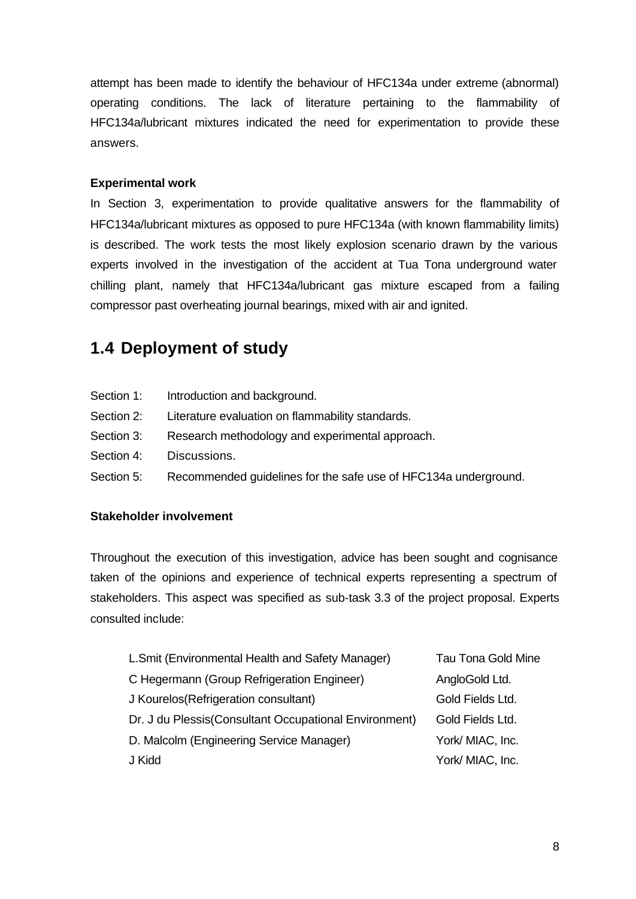attempt has been made to identify the behaviour of HFC134a under extreme (abnormal) operating conditions. The lack of literature pertaining to the flammability of HFC134a/lubricant mixtures indicated the need for experimentation to provide these answers.

**Experimental work**

In Section 3, experimentation to provide qualitative answers for the flammability of HFC134a/lubricant mixtures as opposed to pure HFC134a (with known flammability limits) is described. The work tests the most likely explosion scenario drawn by the various experts involved in the investigation of the accident at Tua Tona underground water chilling plant, namely that HFC134a/lubricant gas mixture escaped from a failing compressor past overheating journal bearings, mixed with air and ignited.

## 1.4 Deployment of study

Section 1: Introduction and background.

Section 2: Literature evaluation on flammability standards.

Section 3: Research methodology and experimental approach.

Section 4: Discussions.

Section 5: Recommended guidelines for the safe use of HFC134a underground.

**Stakeholder involvement**

Throughout the execution of this investigation, advice has been sought and cognisance taken of the opinions and experience of technical experts representing a spectrum of stakeholders. This aspect was specified as sub-task 3.3 of the project proposal. Experts consulted include:

| | |
|---|---|
| L.Smit (Environmental Health and Safety Manager) | Tau Tona Gold Mine |
| C Hegermann (Group Refrigeration Engineer) | AngloGold Ltd. |
| J Kourelos(Refrigeration consultant) | Gold Fields Ltd. |
| Dr. J du Plessis(Consultant Occupational Environment) | Gold Fields Ltd. |
| D. Malcolm (Engineering Service Manager) | York/ MIAC, Inc. |
| J Kidd | York/ MIAC, Inc. |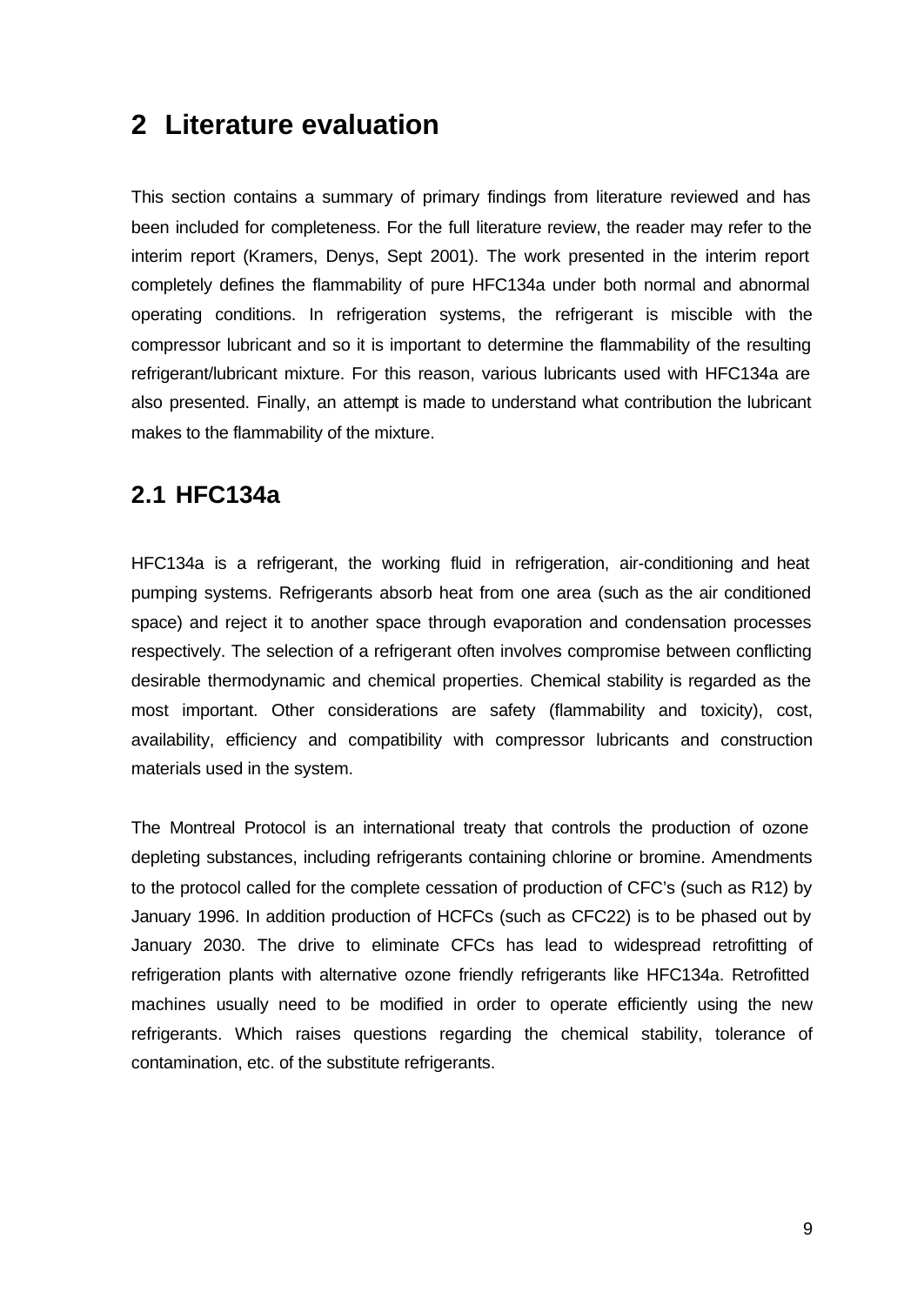# 2 Literature evaluation

This section contains a summary of primary findings from literature reviewed and has been included for completeness. For the full literature review, the reader may refer to the interim report (Kramers, Denys, Sept 2001). The work presented in the interim report completely defines the flammability of pure HFC134a under both normal and abnormal operating conditions. In refrigeration systems, the refrigerant is miscible with the compressor lubricant and so it is important to determine the flammability of the resulting refrigerant/lubricant mixture. For this reason, various lubricants used with HFC134a are also presented. Finally, an attempt is made to understand what contribution the lubricant makes to the flammability of the mixture.

## 2.1 HFC134a

HFC134a is a refrigerant, the working fluid in refrigeration, air-conditioning and heat pumping systems. Refrigerants absorb heat from one area (such as the air conditioned space) and reject it to another space through evaporation and condensation processes respectively. The selection of a refrigerant often involves compromise between conflicting desirable thermodynamic and chemical properties. Chemical stability is regarded as the most important. Other considerations are safety (flammability and toxicity), cost, availability, efficiency and compatibility with compressor lubricants and construction materials used in the system.

The Montreal Protocol is an international treaty that controls the production of ozone depleting substances, including refrigerants containing chlorine or bromine. Amendments to the protocol called for the complete cessation of production of CFC's (such as R12) by January 1996. In addition production of HCFCs (such as CFC22) is to be phased out by January 2030. The drive to eliminate CFCs has lead to widespread retrofitting of refrigeration plants with alternative ozone friendly refrigerants like HFC134a. Retrofitted machines usually need to be modified in order to operate efficiently using the new refrigerants. Which raises questions regarding the chemical stability, tolerance of contamination, etc. of the substitute refrigerants.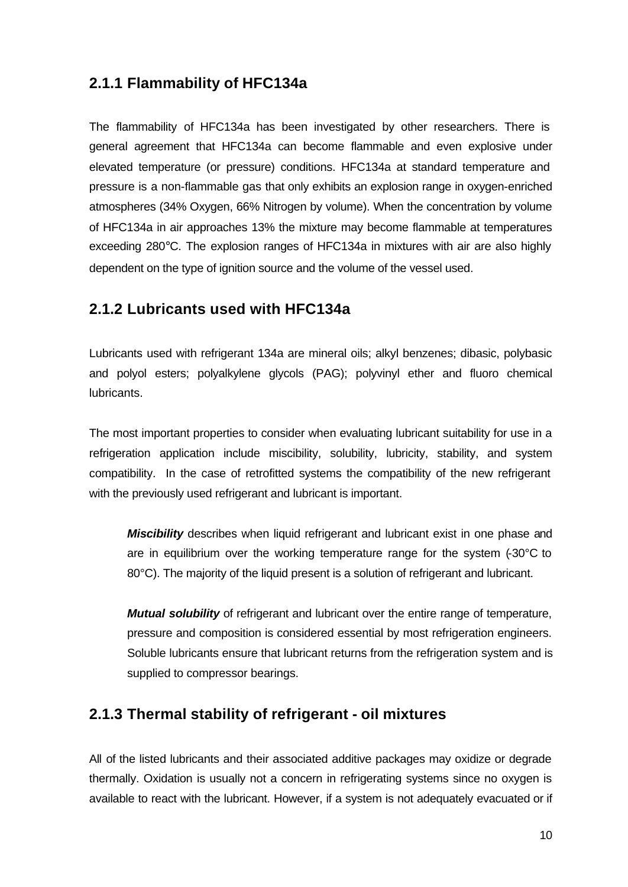### 2.1.1 Flammability of HFC134a

The flammability of HFC134a has been investigated by other researchers. There is general agreement that HFC134a can become flammable and even explosive under elevated temperature (or pressure) conditions. HFC134a at standard temperature and pressure is a non-flammable gas that only exhibits an explosion range in oxygen-enriched atmospheres (34% Oxygen, 66% Nitrogen by volume). When the concentration by volume of HFC134a in air approaches 13% the mixture may become flammable at temperatures exceeding 280°C. The explosion ranges of HFC134a in mixtures with air are also highly dependent on the type of ignition source and the volume of the vessel used.

### 2.1.2 Lubricants used with HFC134a

Lubricants used with refrigerant 134a are mineral oils; alkyl benzenes; dibasic, polybasic and polyol esters; polyalkylene glycols (PAG); polyvinyl ether and fluoro chemical lubricants.

The most important properties to consider when evaluating lubricant suitability for use in a refrigeration application include miscibility, solubility, lubricity, stability, and system compatibility. In the case of retrofitted systems the compatibility of the new refrigerant with the previously used refrigerant and lubricant is important.

> ***Miscibility*** describes when liquid refrigerant and lubricant exist in one phase and are in equilibrium over the working temperature range for the system (-30°C to 80°C). The majority of the liquid present is a solution of refrigerant and lubricant.
>
> ***Mutual solubility*** of refrigerant and lubricant over the entire range of temperature, pressure and composition is considered essential by most refrigeration engineers. Soluble lubricants ensure that lubricant returns from the refrigeration system and is supplied to compressor bearings.

### 2.1.3 Thermal stability of refrigerant - oil mixtures

All of the listed lubricants and their associated additive packages may oxidize or degrade thermally. Oxidation is usually not a concern in refrigerating systems since no oxygen is available to react with the lubricant. However, if a system is not adequately evacuated or if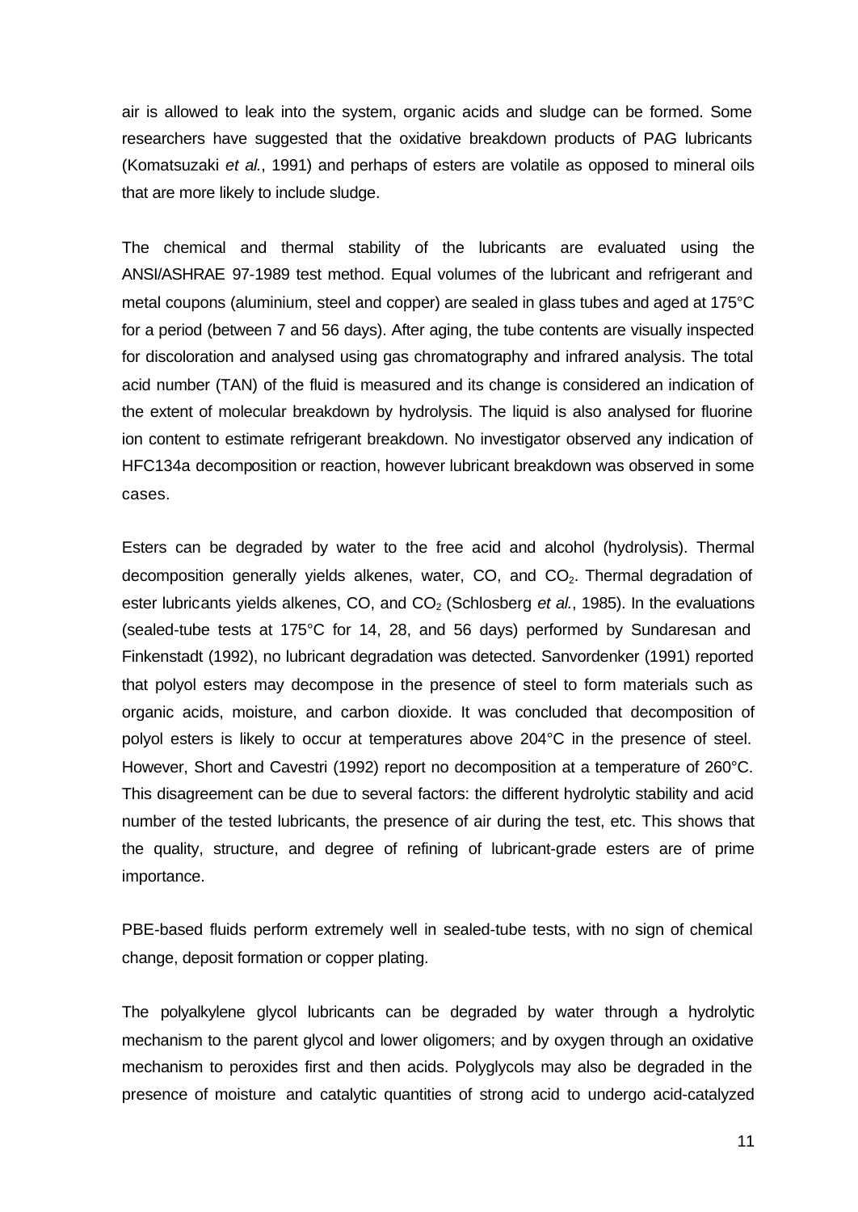air is allowed to leak into the system, organic acids and sludge can be formed. Some researchers have suggested that the oxidative breakdown products of PAG lubricants (Komatsuzaki *et al.*, 1991) and perhaps of esters are volatile as opposed to mineral oils that are more likely to include sludge.

The chemical and thermal stability of the lubricants are evaluated using the ANSI/ASHRAE 97-1989 test method. Equal volumes of the lubricant and refrigerant and metal coupons (aluminium, steel and copper) are sealed in glass tubes and aged at 175°C for a period (between 7 and 56 days). After aging, the tube contents are visually inspected for discoloration and analysed using gas chromatography and infrared analysis. The total acid number (TAN) of the fluid is measured and its change is considered an indication of the extent of molecular breakdown by hydrolysis. The liquid is also analysed for fluorine ion content to estimate refrigerant breakdown. No investigator observed any indication of HFC134a decomposition or reaction, however lubricant breakdown was observed in some cases.

Esters can be degraded by water to the free acid and alcohol (hydrolysis). Thermal decomposition generally yields alkenes, water, CO, and $CO_2$. Thermal degradation of ester lubricants yields alkenes, CO, and $CO_2$ (Schlosberg *et al.*, 1985). In the evaluations (sealed-tube tests at 175°C for 14, 28, and 56 days) performed by Sundaresan and Finkenstadt (1992), no lubricant degradation was detected. Sanvordenker (1991) reported that polyol esters may decompose in the presence of steel to form materials such as organic acids, moisture, and carbon dioxide. It was concluded that decomposition of polyol esters is likely to occur at temperatures above 204°C in the presence of steel. However, Short and Cavestri (1992) report no decomposition at a temperature of 260°C. This disagreement can be due to several factors: the different hydrolytic stability and acid number of the tested lubricants, the presence of air during the test, etc. This shows that the quality, structure, and degree of refining of lubricant-grade esters are of prime importance.

PBE-based fluids perform extremely well in sealed-tube tests, with no sign of chemical change, deposit formation or copper plating.

The polyalkylene glycol lubricants can be degraded by water through a hydrolytic mechanism to the parent glycol and lower oligomers; and by oxygen through an oxidative mechanism to peroxides first and then acids. Polyglycols may also be degraded in the presence of moisture and catalytic quantities of strong acid to undergo acid-catalyzed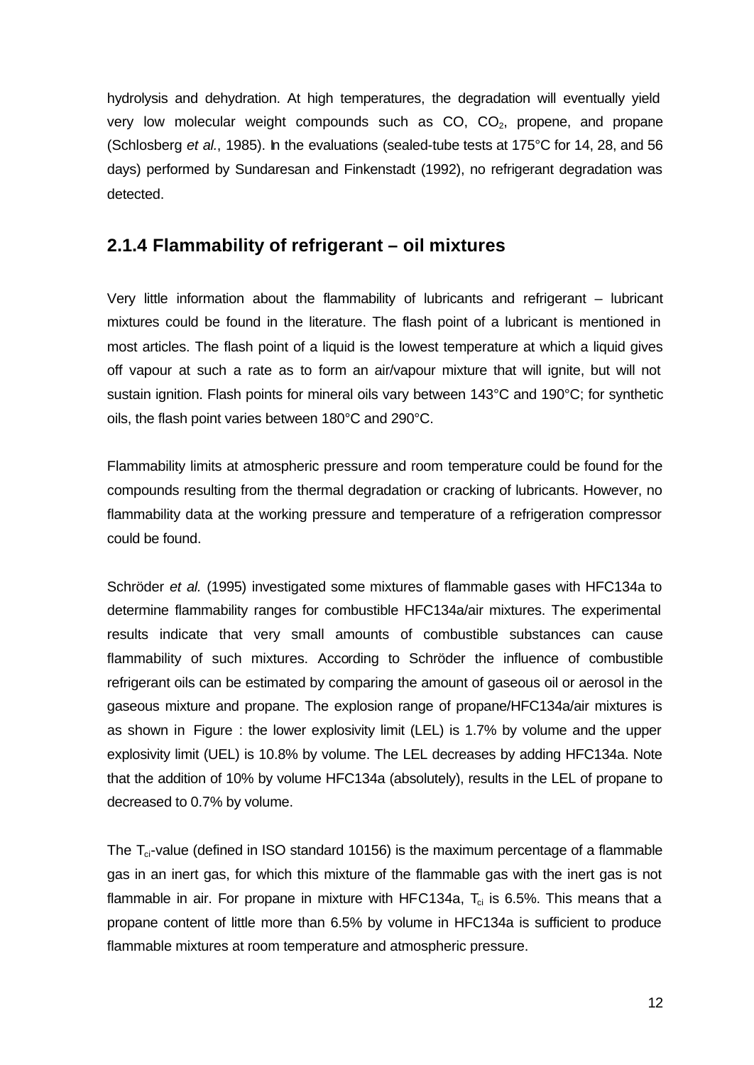hydrolysis and dehydration. At high temperatures, the degradation will eventually yield very low molecular weight compounds such as CO, $CO_2$, propene, and propane (Schlosberg *et al.*, 1985). In the evaluations (sealed-tube tests at 175°C for 14, 28, and 56 days) performed by Sundaresan and Finkenstadt (1992), no refrigerant degradation was detected.

## 2.1.4 Flammability of refrigerant – oil mixtures

Very little information about the flammability of lubricants and refrigerant – lubricant mixtures could be found in the literature. The flash point of a lubricant is mentioned in most articles. The flash point of a liquid is the lowest temperature at which a liquid gives off vapour at such a rate as to form an air/vapour mixture that will ignite, but will not sustain ignition. Flash points for mineral oils vary between 143°C and 190°C; for synthetic oils, the flash point varies between 180°C and 290°C.

Flammability limits at atmospheric pressure and room temperature could be found for the compounds resulting from the thermal degradation or cracking of lubricants. However, no flammability data at the working pressure and temperature of a refrigeration compressor could be found.

Schröder *et al.* (1995) investigated some mixtures of flammable gases with HFC134a to determine flammability ranges for combustible HFC134a/air mixtures. The experimental results indicate that very small amounts of combustible substances can cause flammability of such mixtures. According to Schröder the influence of combustible refrigerant oils can be estimated by comparing the amount of gaseous oil or aerosol in the gaseous mixture and propane. The explosion range of propane/HFC134a/air mixtures is as shown in Figure : the lower explosivity limit (LEL) is 1.7% by volume and the upper explosivity limit (UEL) is 10.8% by volume. The LEL decreases by adding HFC134a. Note that the addition of 10% by volume HFC134a (absolutely), results in the LEL of propane to decreased to 0.7% by volume.

The $T_{ci}$-value (defined in ISO standard 10156) is the maximum percentage of a flammable gas in an inert gas, for which this mixture of the flammable gas with the inert gas is not flammable in air. For propane in mixture with HFC134a, $T_{ci}$ is 6.5%. This means that a propane content of little more than 6.5% by volume in HFC134a is sufficient to produce flammable mixtures at room temperature and atmospheric pressure.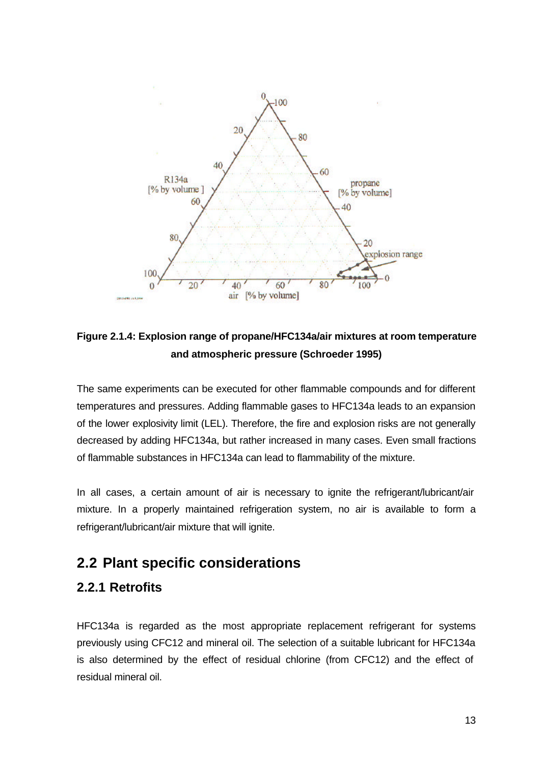**Figure 2.1.4: Explosion range of propane/HFC134a/air mixtures at room temperature and atmospheric pressure (Schroeder 1995)**

The same experiments can be executed for other flammable compounds and for different temperatures and pressures. Adding flammable gases to HFC134a leads to an expansion of the lower explosivity limit (LEL). Therefore, the fire and explosion risks are not generally decreased by adding HFC134a, but rather increased in many cases. Even small fractions of flammable substances in HFC134a can lead to flammability of the mixture.

In all cases, a certain amount of air is necessary to ignite the refrigerant/lubricant/air mixture. In a properly maintained refrigeration system, no air is available to form a refrigerant/lubricant/air mixture that will ignite.

## 2.2 Plant specific considerations

### 2.2.1 Retrofits

HFC134a is regarded as the most appropriate replacement refrigerant for systems previously using CFC12 and mineral oil. The selection of a suitable lubricant for HFC134a is also determined by the effect of residual chlorine (from CFC12) and the effect of residual mineral oil.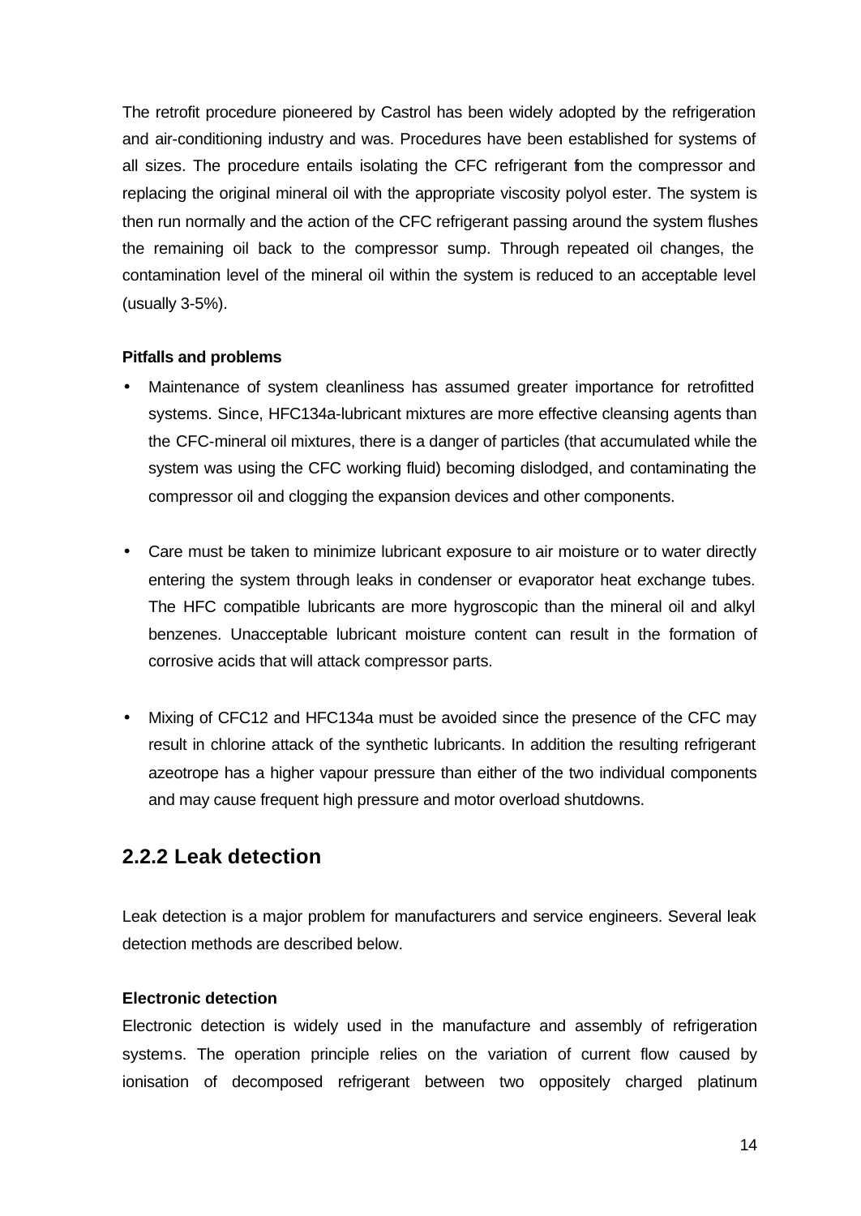The retrofit procedure pioneered by Castrol has been widely adopted by the refrigeration and air-conditioning industry and was. Procedures have been established for systems of all sizes. The procedure entails isolating the CFC refrigerant from the compressor and replacing the original mineral oil with the appropriate viscosity polyol ester. The system is then run normally and the action of the CFC refrigerant passing around the system flushes the remaining oil back to the compressor sump. Through repeated oil changes, the contamination level of the mineral oil within the system is reduced to an acceptable level (usually 3-5%).

**Pitfalls and problems**

- Maintenance of system cleanliness has assumed greater importance for retrofitted systems. Since, HFC134a-lubricant mixtures are more effective cleansing agents than the CFC-mineral oil mixtures, there is a danger of particles (that accumulated while the system was using the CFC working fluid) becoming dislodged, and contaminating the compressor oil and clogging the expansion devices and other components.

- Care must be taken to minimize lubricant exposure to air moisture or to water directly entering the system through leaks in condenser or evaporator heat exchange tubes. The HFC compatible lubricants are more hygroscopic than the mineral oil and alkyl benzenes. Unacceptable lubricant moisture content can result in the formation of corrosive acids that will attack compressor parts.

- Mixing of CFC12 and HFC134a must be avoided since the presence of the CFC may result in chlorine attack of the synthetic lubricants. In addition the resulting refrigerant azeotrope has a higher vapour pressure than either of the two individual components and may cause frequent high pressure and motor overload shutdowns.

## 2.2.2 Leak detection

Leak detection is a major problem for manufacturers and service engineers. Several leak detection methods are described below.

**Electronic detection**

Electronic detection is widely used in the manufacture and assembly of refrigeration systems. The operation principle relies on the variation of current flow caused by ionisation of decomposed refrigerant between two oppositely charged platinum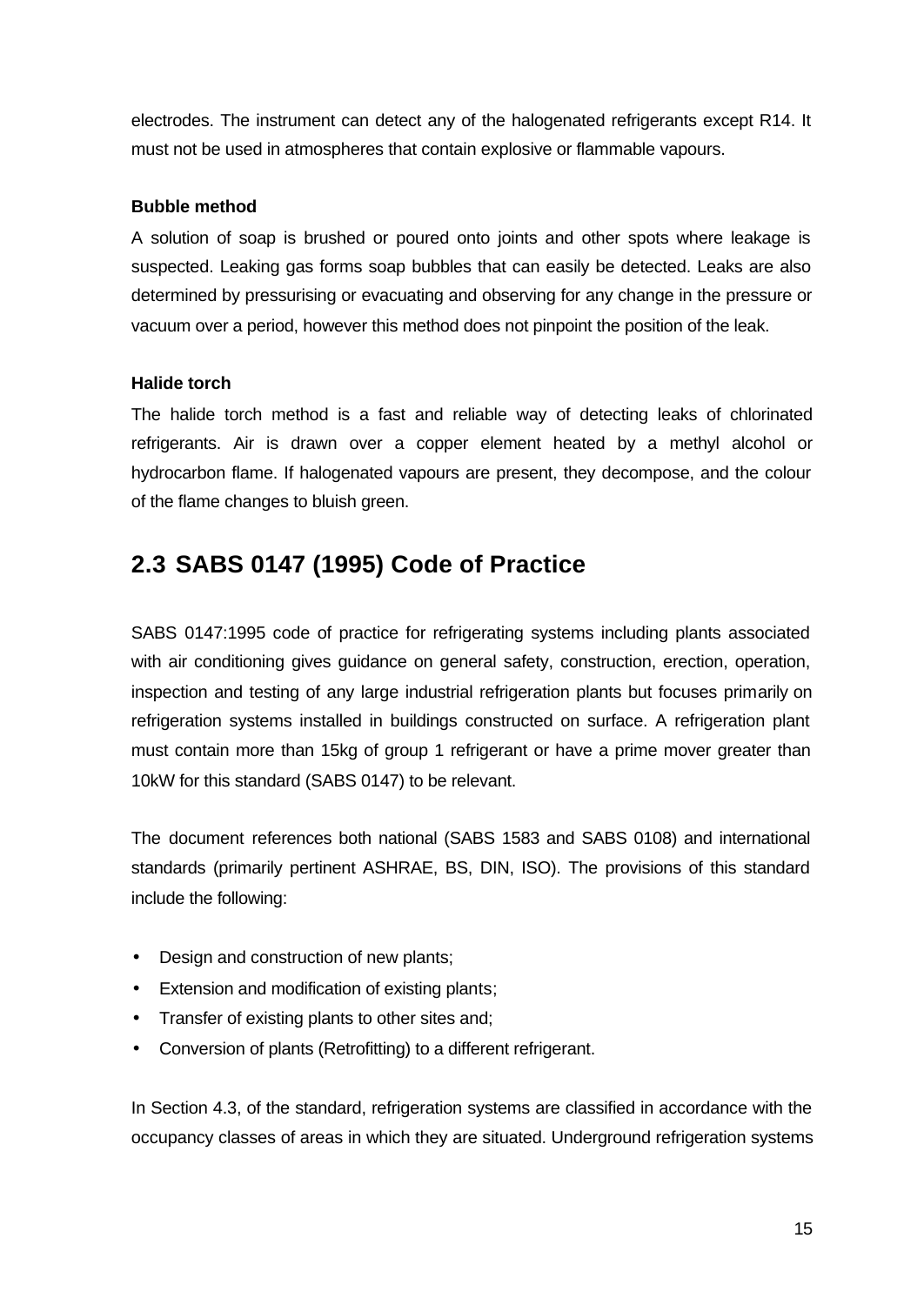electrodes. The instrument can detect any of the halogenated refrigerants except R14. It must not be used in atmospheres that contain explosive or flammable vapours.

**Bubble method**

A solution of soap is brushed or poured onto joints and other spots where leakage is suspected. Leaking gas forms soap bubbles that can easily be detected. Leaks are also determined by pressurising or evacuating and observing for any change in the pressure or vacuum over a period, however this method does not pinpoint the position of the leak.

**Halide torch**

The halide torch method is a fast and reliable way of detecting leaks of chlorinated refrigerants. Air is drawn over a copper element heated by a methyl alcohol or hydrocarbon flame. If halogenated vapours are present, they decompose, and the colour of the flame changes to bluish green.

## 2.3 SABS 0147 (1995) Code of Practice

SABS 0147:1995 code of practice for refrigerating systems including plants associated with air conditioning gives guidance on general safety, construction, erection, operation, inspection and testing of any large industrial refrigeration plants but focuses primarily on refrigeration systems installed in buildings constructed on surface. A refrigeration plant must contain more than 15kg of group 1 refrigerant or have a prime mover greater than 10kW for this standard (SABS 0147) to be relevant.

The document references both national (SABS 1583 and SABS 0108) and international standards (primarily pertinent ASHRAE, BS, DIN, ISO). The provisions of this standard include the following:

- Design and construction of new plants;
- Extension and modification of existing plants;
- Transfer of existing plants to other sites and;
- Conversion of plants (Retrofitting) to a different refrigerant.

In Section 4.3, of the standard, refrigeration systems are classified in accordance with the occupancy classes of areas in which they are situated. Underground refrigeration systems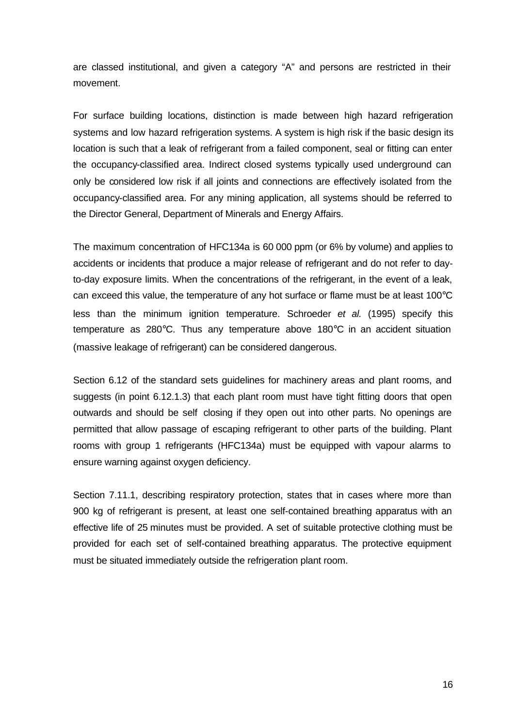are classed institutional, and given a category "A" and persons are restricted in their movement.

For surface building locations, distinction is made between high hazard refrigeration systems and low hazard refrigeration systems. A system is high risk if the basic design its location is such that a leak of refrigerant from a failed component, seal or fitting can enter the occupancy-classified area. Indirect closed systems typically used underground can only be considered low risk if all joints and connections are effectively isolated from the occupancy-classified area. For any mining application, all systems should be referred to the Director General, Department of Minerals and Energy Affairs.

The maximum concentration of HFC134a is 60 000 ppm (or 6% by volume) and applies to accidents or incidents that produce a major release of refrigerant and do not refer to day-to-day exposure limits. When the concentrations of the refrigerant, in the event of a leak, can exceed this value, the temperature of any hot surface or flame must be at least 100°C less than the minimum ignition temperature. Schroeder *et al.* (1995) specify this temperature as 280°C. Thus any temperature above 180°C in an accident situation (massive leakage of refrigerant) can be considered dangerous.

Section 6.12 of the standard sets guidelines for machinery areas and plant rooms, and suggests (in point 6.12.1.3) that each plant room must have tight fitting doors that open outwards and should be self closing if they open out into other parts. No openings are permitted that allow passage of escaping refrigerant to other parts of the building. Plant rooms with group 1 refrigerants (HFC134a) must be equipped with vapour alarms to ensure warning against oxygen deficiency.

Section 7.11.1, describing respiratory protection, states that in cases where more than 900 kg of refrigerant is present, at least one self-contained breathing apparatus with an effective life of 25 minutes must be provided. A set of suitable protective clothing must be provided for each set of self-contained breathing apparatus. The protective equipment must be situated immediately outside the refrigeration plant room.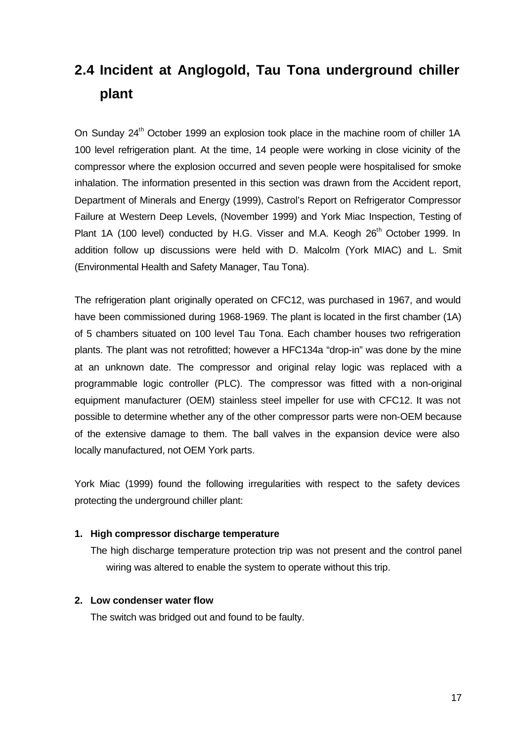## 2.4 Incident at Anglogold, Tau Tona underground chiller plant

On Sunday 24th October 1999 an explosion took place in the machine room of chiller 1A 100 level refrigeration plant. At the time, 14 people were working in close vicinity of the compressor where the explosion occurred and seven people were hospitalised for smoke inhalation. The information presented in this section was drawn from the Accident report, Department of Minerals and Energy (1999), Castrol's Report on Refrigerator Compressor Failure at Western Deep Levels, (November 1999) and York Miac Inspection, Testing of Plant 1A (100 level) conducted by H.G. Visser and M.A. Keogh 26th October 1999. In addition follow up discussions were held with D. Malcolm (York MIAC) and L. Smit (Environmental Health and Safety Manager, Tau Tona).

The refrigeration plant originally operated on CFC12, was purchased in 1967, and would have been commissioned during 1968-1969. The plant is located in the first chamber (1A) of 5 chambers situated on 100 level Tau Tona. Each chamber houses two refrigeration plants. The plant was not retrofitted; however a HFC134a "drop-in" was done by the mine at an unknown date. The compressor and original relay logic was replaced with a programmable logic controller (PLC). The compressor was fitted with a non-original equipment manufacturer (OEM) stainless steel impeller for use with CFC12. It was not possible to determine whether any of the other compressor parts were non-OEM because of the extensive damage to them. The ball valves in the expansion device were also locally manufactured, not OEM York parts.

York Miac (1999) found the following irregularities with respect to the safety devices protecting the underground chiller plant:

1. **High compressor discharge temperature**

   The high discharge temperature protection trip was not present and the control panel wiring was altered to enable the system to operate without this trip.

2. **Low condenser water flow**

   The switch was bridged out and found to be faulty.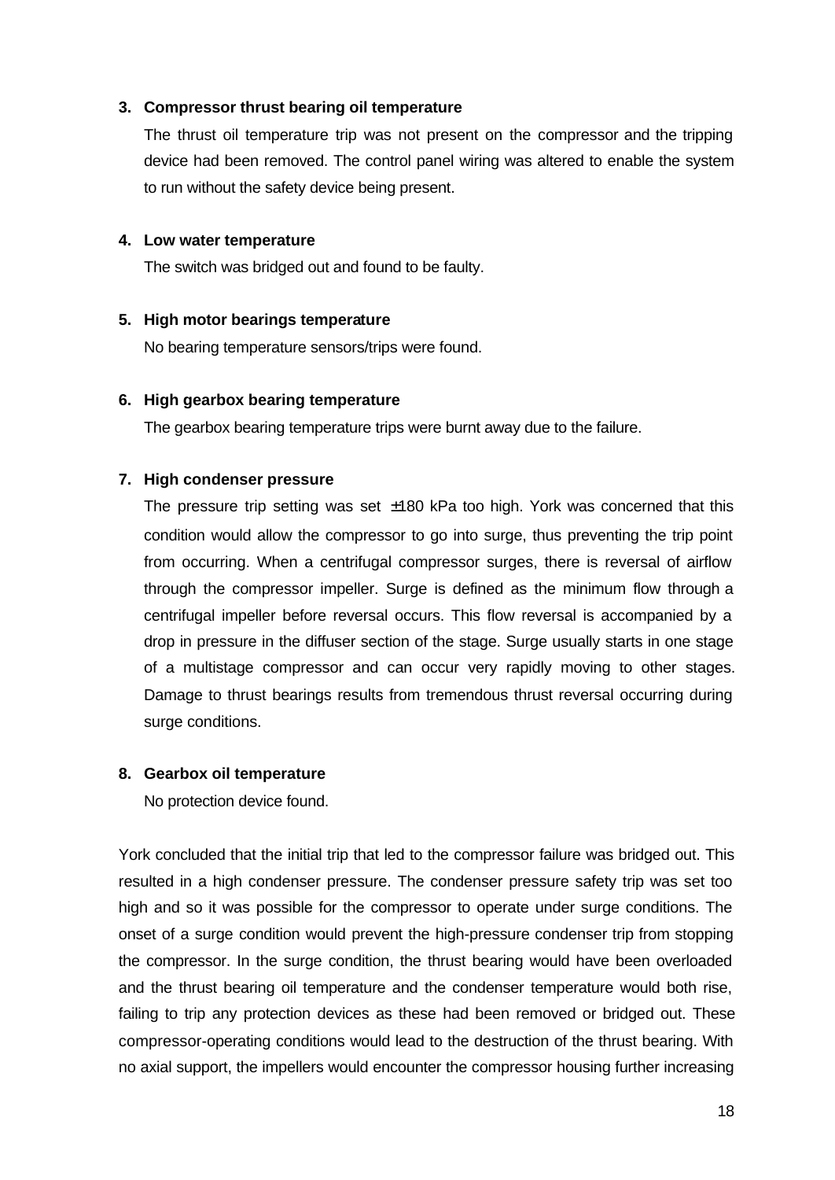3. **Compressor thrust bearing oil temperature**

   The thrust oil temperature trip was not present on the compressor and the tripping device had been removed. The control panel wiring was altered to enable the system to run without the safety device being present.

4. **Low water temperature**

   The switch was bridged out and found to be faulty.

5. **High motor bearings temperature**

   No bearing temperature sensors/trips were found.

6. **High gearbox bearing temperature**

   The gearbox bearing temperature trips were burnt away due to the failure.

7. **High condenser pressure**

   The pressure trip setting was set ±180 kPa too high. York was concerned that this condition would allow the compressor to go into surge, thus preventing the trip point from occurring. When a centrifugal compressor surges, there is reversal of airflow through the compressor impeller. Surge is defined as the minimum flow through a centrifugal impeller before reversal occurs. This flow reversal is accompanied by a drop in pressure in the diffuser section of the stage. Surge usually starts in one stage of a multistage compressor and can occur very rapidly moving to other stages. Damage to thrust bearings results from tremendous thrust reversal occurring during surge conditions.

8. **Gearbox oil temperature**

   No protection device found.

York concluded that the initial trip that led to the compressor failure was bridged out. This resulted in a high condenser pressure. The condenser pressure safety trip was set too high and so it was possible for the compressor to operate under surge conditions. The onset of a surge condition would prevent the high-pressure condenser trip from stopping the compressor. In the surge condition, the thrust bearing would have been overloaded and the thrust bearing oil temperature and the condenser temperature would both rise, failing to trip any protection devices as these had been removed or bridged out. These compressor-operating conditions would lead to the destruction of the thrust bearing. With no axial support, the impellers would encounter the compressor housing further increasing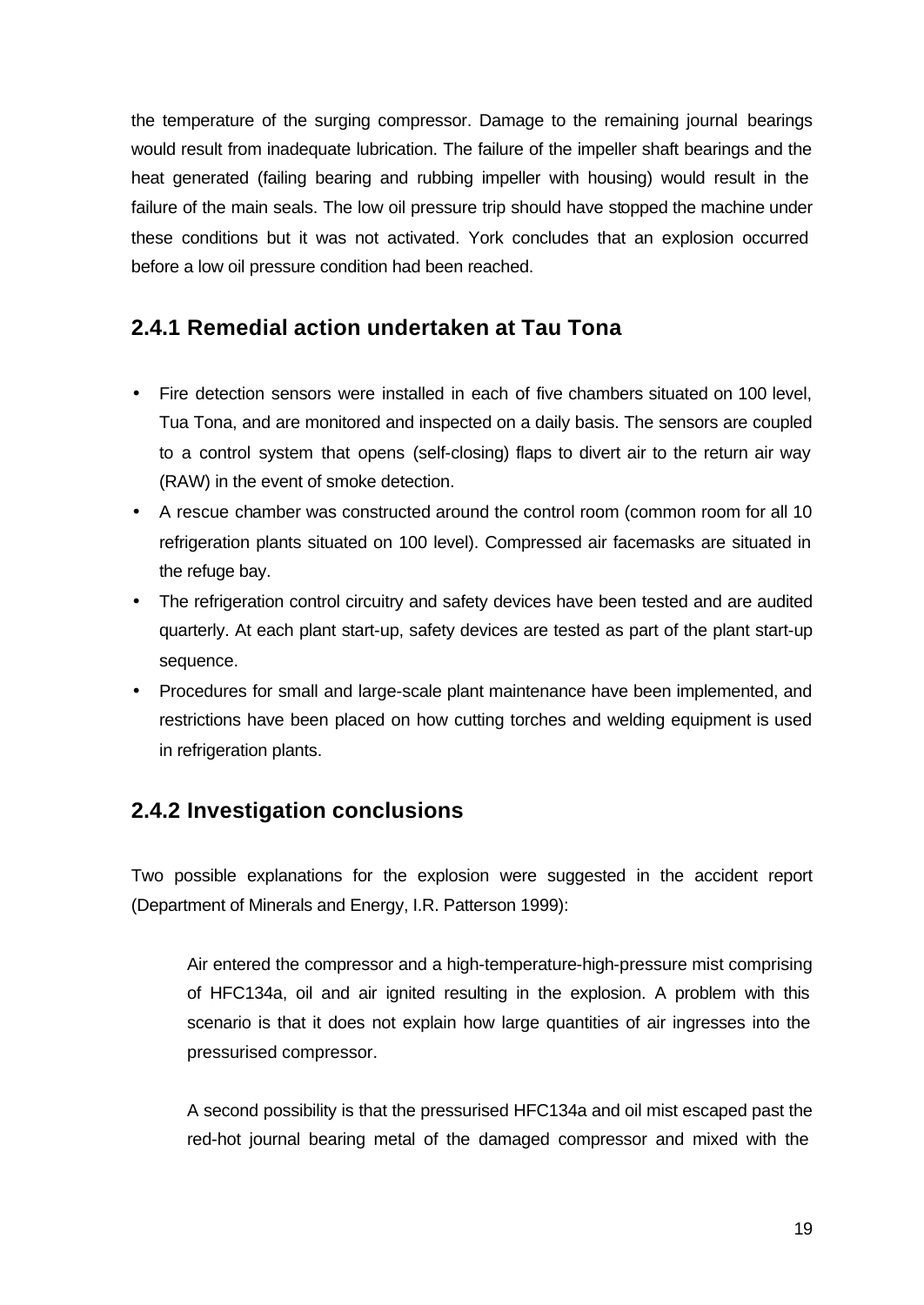the temperature of the surging compressor. Damage to the remaining journal bearings would result from inadequate lubrication. The failure of the impeller shaft bearings and the heat generated (failing bearing and rubbing impeller with housing) would result in the failure of the main seals. The low oil pressure trip should have stopped the machine under these conditions but it was not activated. York concludes that an explosion occurred before a low oil pressure condition had been reached.

### 2.4.1 Remedial action undertaken at Tau Tona

- Fire detection sensors were installed in each of five chambers situated on 100 level, Tua Tona, and are monitored and inspected on a daily basis. The sensors are coupled to a control system that opens (self-closing) flaps to divert air to the return air way (RAW) in the event of smoke detection.
- A rescue chamber was constructed around the control room (common room for all 10 refrigeration plants situated on 100 level). Compressed air facemasks are situated in the refuge bay.
- The refrigeration control circuitry and safety devices have been tested and are audited quarterly. At each plant start-up, safety devices are tested as part of the plant start-up sequence.
- Procedures for small and large-scale plant maintenance have been implemented, and restrictions have been placed on how cutting torches and welding equipment is used in refrigeration plants.

### 2.4.2 Investigation conclusions

Two possible explanations for the explosion were suggested in the accident report (Department of Minerals and Energy, I.R. Patterson 1999):

> Air entered the compressor and a high-temperature-high-pressure mist comprising of HFC134a, oil and air ignited resulting in the explosion. A problem with this scenario is that it does not explain how large quantities of air ingresses into the pressurised compressor.
>
> A second possibility is that the pressurised HFC134a and oil mist escaped past the red-hot journal bearing metal of the damaged compressor and mixed with the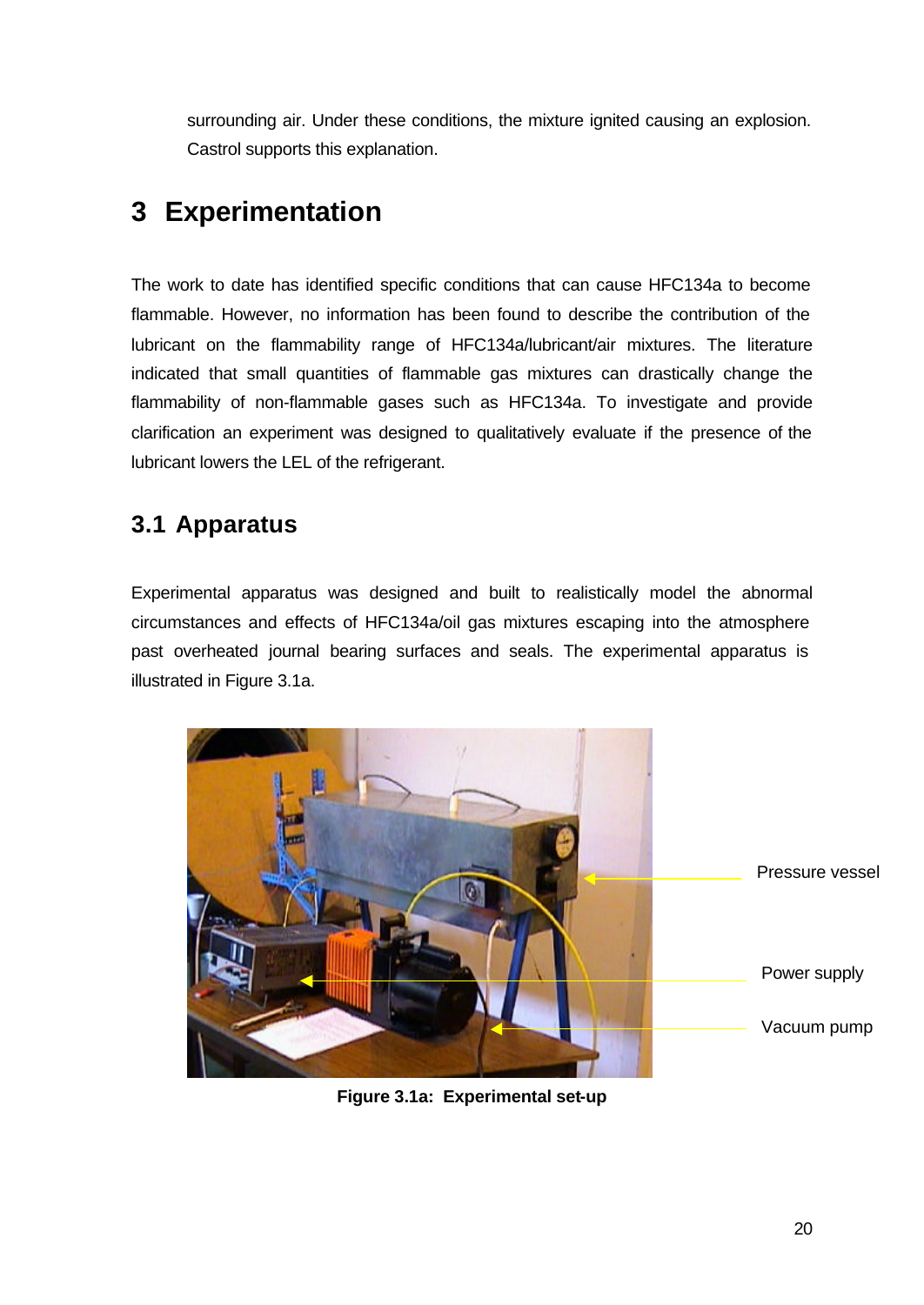surrounding air. Under these conditions, the mixture ignited causing an explosion. Castrol supports this explanation.

# 3 Experimentation

The work to date has identified specific conditions that can cause HFC134a to become flammable. However, no information has been found to describe the contribution of the lubricant on the flammability range of HFC134a/lubricant/air mixtures. The literature indicated that small quantities of flammable gas mixtures can drastically change the flammability of non-flammable gases such as HFC134a. To investigate and provide clarification an experiment was designed to qualitatively evaluate if the presence of the lubricant lowers the LEL of the refrigerant.

## 3.1 Apparatus

Experimental apparatus was designed and built to realistically model the abnormal circumstances and effects of HFC134a/oil gas mixtures escaping into the atmosphere past overheated journal bearing surfaces and seals. The experimental apparatus is illustrated in Figure 3.1a.

Pressure vessel

Power supply

Vacuum pump

**Figure 3.1a: Experimental set-up**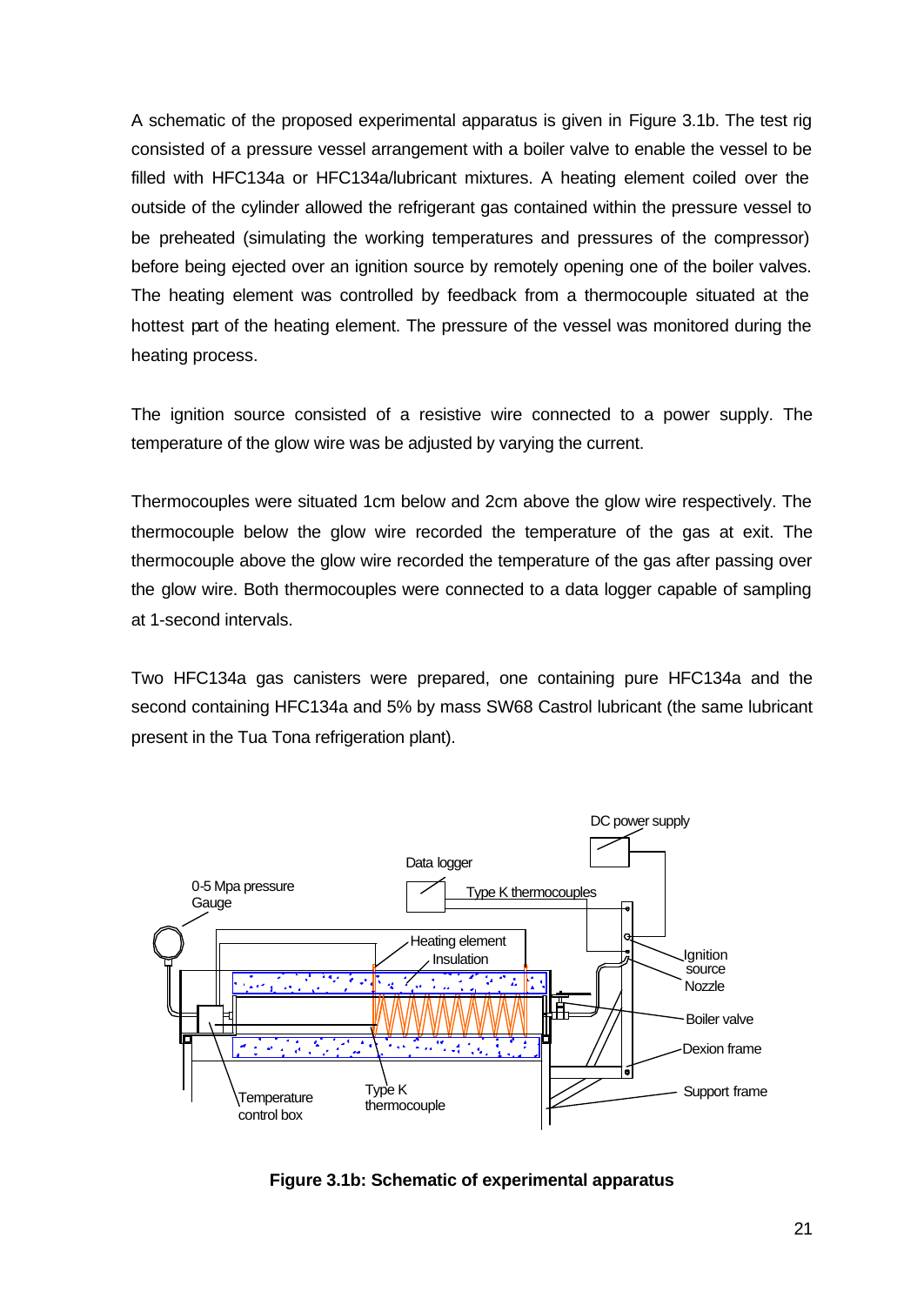A schematic of the proposed experimental apparatus is given in Figure 3.1b. The test rig consisted of a pressure vessel arrangement with a boiler valve to enable the vessel to be filled with HFC134a or HFC134a/lubricant mixtures. A heating element coiled over the outside of the cylinder allowed the refrigerant gas contained within the pressure vessel to be preheated (simulating the working temperatures and pressures of the compressor) before being ejected over an ignition source by remotely opening one of the boiler valves. The heating element was controlled by feedback from a thermocouple situated at the hottest part of the heating element. The pressure of the vessel was monitored during the heating process.

The ignition source consisted of a resistive wire connected to a power supply. The temperature of the glow wire was be adjusted by varying the current.

Thermocouples were situated 1cm below and 2cm above the glow wire respectively. The thermocouple below the glow wire recorded the temperature of the gas at exit. The thermocouple above the glow wire recorded the temperature of the gas after passing over the glow wire. Both thermocouples were connected to a data logger capable of sampling at 1-second intervals.

Two HFC134a gas canisters were prepared, one containing pure HFC134a and the second containing HFC134a and 5% by mass SW68 Castrol lubricant (the same lubricant present in the Tua Tona refrigeration plant).

**Figure 3.1b: Schematic of experimental apparatus**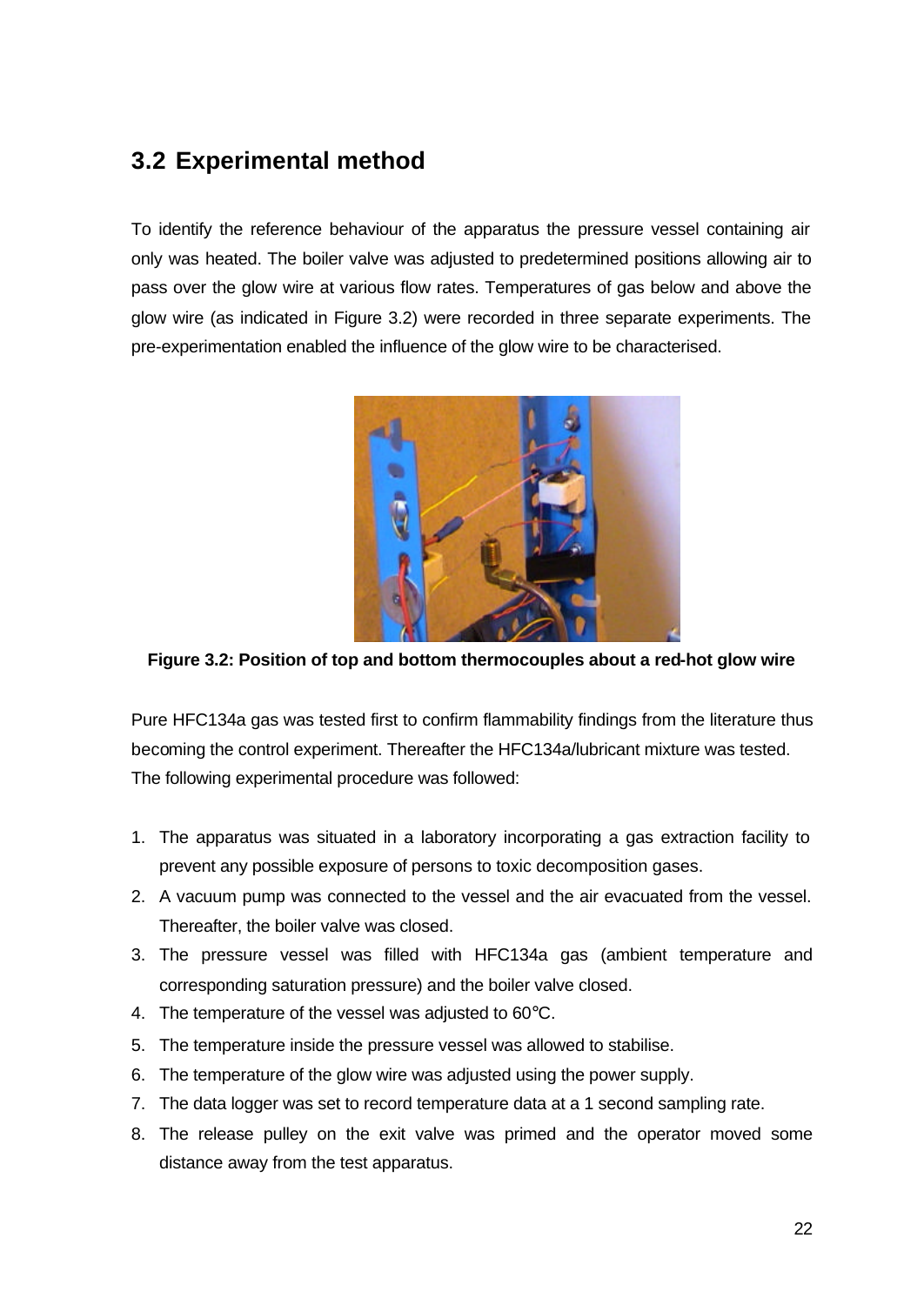## 3.2 Experimental method

To identify the reference behaviour of the apparatus the pressure vessel containing air only was heated. The boiler valve was adjusted to predetermined positions allowing air to pass over the glow wire at various flow rates. Temperatures of gas below and above the glow wire (as indicated in Figure 3.2) were recorded in three separate experiments. The pre-experimentation enabled the influence of the glow wire to be characterised.

**Figure 3.2: Position of top and bottom thermocouples about a red-hot glow wire**

Pure HFC134a gas was tested first to confirm flammability findings from the literature thus becoming the control experiment. Thereafter the HFC134a/lubricant mixture was tested. The following experimental procedure was followed:

1. The apparatus was situated in a laboratory incorporating a gas extraction facility to prevent any possible exposure of persons to toxic decomposition gases.
2. A vacuum pump was connected to the vessel and the air evacuated from the vessel. Thereafter, the boiler valve was closed.
3. The pressure vessel was filled with HFC134a gas (ambient temperature and corresponding saturation pressure) and the boiler valve closed.
4. The temperature of the vessel was adjusted to 60°C.
5. The temperature inside the pressure vessel was allowed to stabilise.
6. The temperature of the glow wire was adjusted using the power supply.
7. The data logger was set to record temperature data at a 1 second sampling rate.
8. The release pulley on the exit valve was primed and the operator moved some distance away from the test apparatus.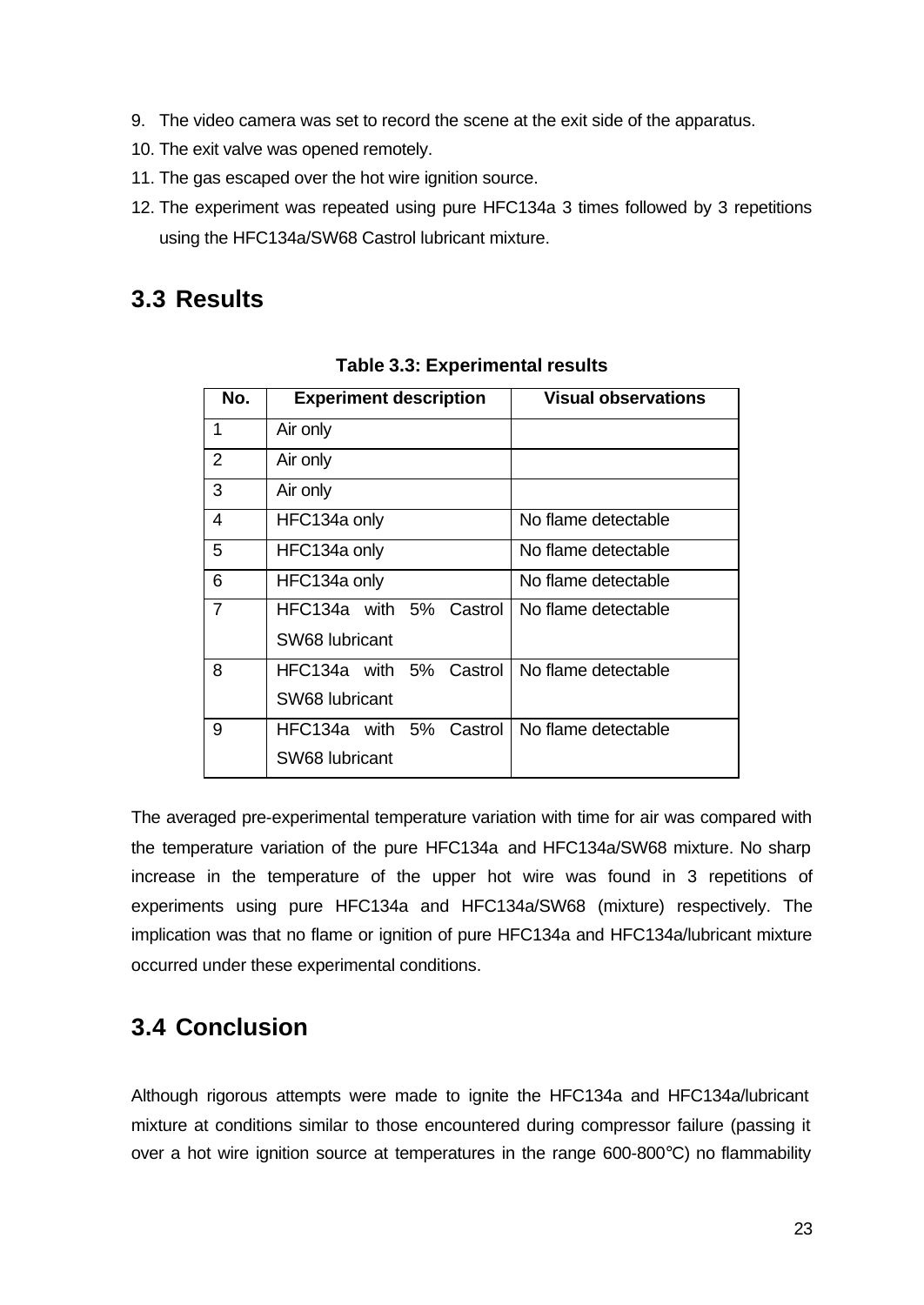9. The video camera was set to record the scene at the exit side of the apparatus.
10. The exit valve was opened remotely.
11. The gas escaped over the hot wire ignition source.
12. The experiment was repeated using pure HFC134a 3 times followed by 3 repetitions using the HFC134a/SW68 Castrol lubricant mixture.

## 3.3 Results

**Table 3.3: Experimental results**

| No. | Experiment description | Visual observations |
|---|---|---|
| 1 | Air only | |
| 2 | Air only | |
| 3 | Air only | |
| 4 | HFC134a only | No flame detectable |
| 5 | HFC134a only | No flame detectable |
| 6 | HFC134a only | No flame detectable |
| 7 | HFC134a with 5% Castrol SW68 lubricant | No flame detectable |
| 8 | HFC134a with 5% Castrol SW68 lubricant | No flame detectable |
| 9 | HFC134a with 5% Castrol SW68 lubricant | No flame detectable |

The averaged pre-experimental temperature variation with time for air was compared with the temperature variation of the pure HFC134a and HFC134a/SW68 mixture. No sharp increase in the temperature of the upper hot wire was found in 3 repetitions of experiments using pure HFC134a and HFC134a/SW68 (mixture) respectively. The implication was that no flame or ignition of pure HFC134a and HFC134a/lubricant mixture occurred under these experimental conditions.

## 3.4 Conclusion

Although rigorous attempts were made to ignite the HFC134a and HFC134a/lubricant mixture at conditions similar to those encountered during compressor failure (passing it over a hot wire ignition source at temperatures in the range 600-800°C) no flammability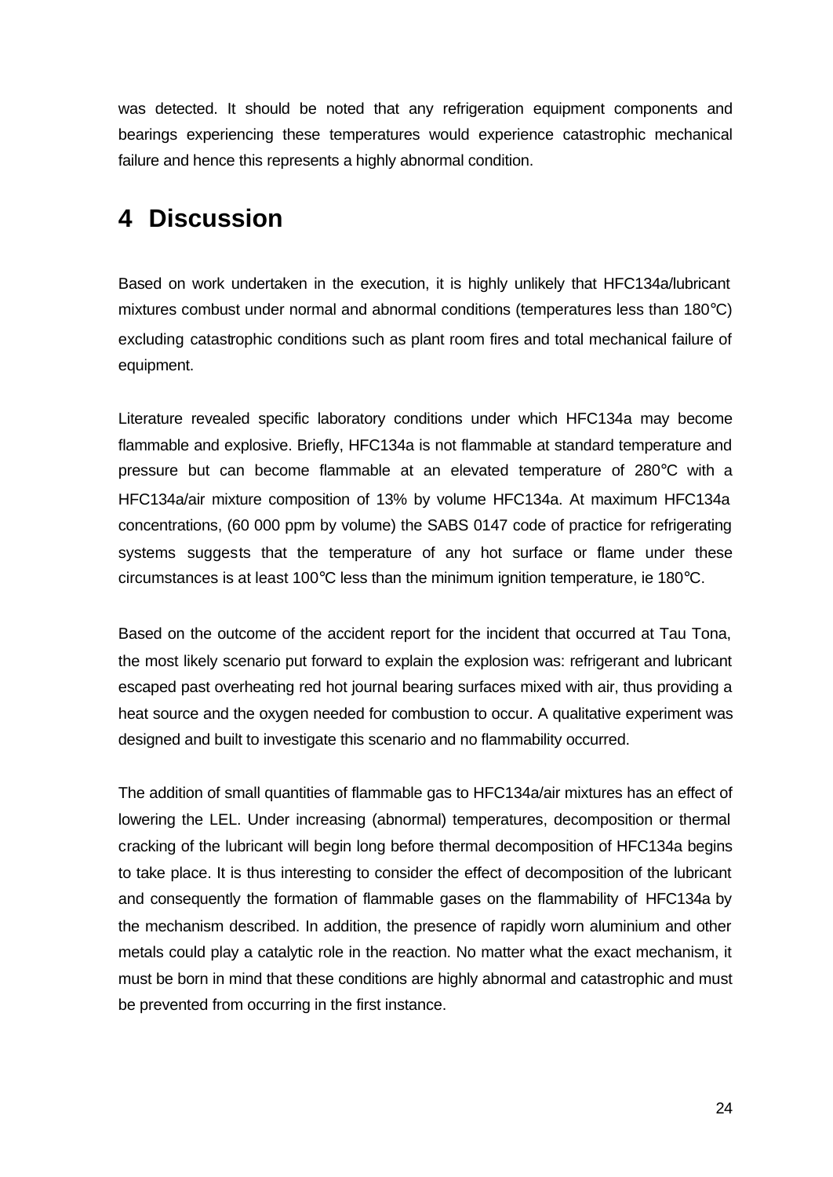was detected. It should be noted that any refrigeration equipment components and bearings experiencing these temperatures would experience catastrophic mechanical failure and hence this represents a highly abnormal condition.

# 4 Discussion

Based on work undertaken in the execution, it is highly unlikely that HFC134a/lubricant mixtures combust under normal and abnormal conditions (temperatures less than 180°C) excluding catastrophic conditions such as plant room fires and total mechanical failure of equipment.

Literature revealed specific laboratory conditions under which HFC134a may become flammable and explosive. Briefly, HFC134a is not flammable at standard temperature and pressure but can become flammable at an elevated temperature of 280°C with a HFC134a/air mixture composition of 13% by volume HFC134a. At maximum HFC134a concentrations, (60 000 ppm by volume) the SABS 0147 code of practice for refrigerating systems suggests that the temperature of any hot surface or flame under these circumstances is at least 100°C less than the minimum ignition temperature, ie 180°C.

Based on the outcome of the accident report for the incident that occurred at Tau Tona, the most likely scenario put forward to explain the explosion was: refrigerant and lubricant escaped past overheating red hot journal bearing surfaces mixed with air, thus providing a heat source and the oxygen needed for combustion to occur. A qualitative experiment was designed and built to investigate this scenario and no flammability occurred.

The addition of small quantities of flammable gas to HFC134a/air mixtures has an effect of lowering the LEL. Under increasing (abnormal) temperatures, decomposition or thermal cracking of the lubricant will begin long before thermal decomposition of HFC134a begins to take place. It is thus interesting to consider the effect of decomposition of the lubricant and consequently the formation of flammable gases on the flammability of HFC134a by the mechanism described. In addition, the presence of rapidly worn aluminium and other metals could play a catalytic role in the reaction. No matter what the exact mechanism, it must be born in mind that these conditions are highly abnormal and catastrophic and must be prevented from occurring in the first instance.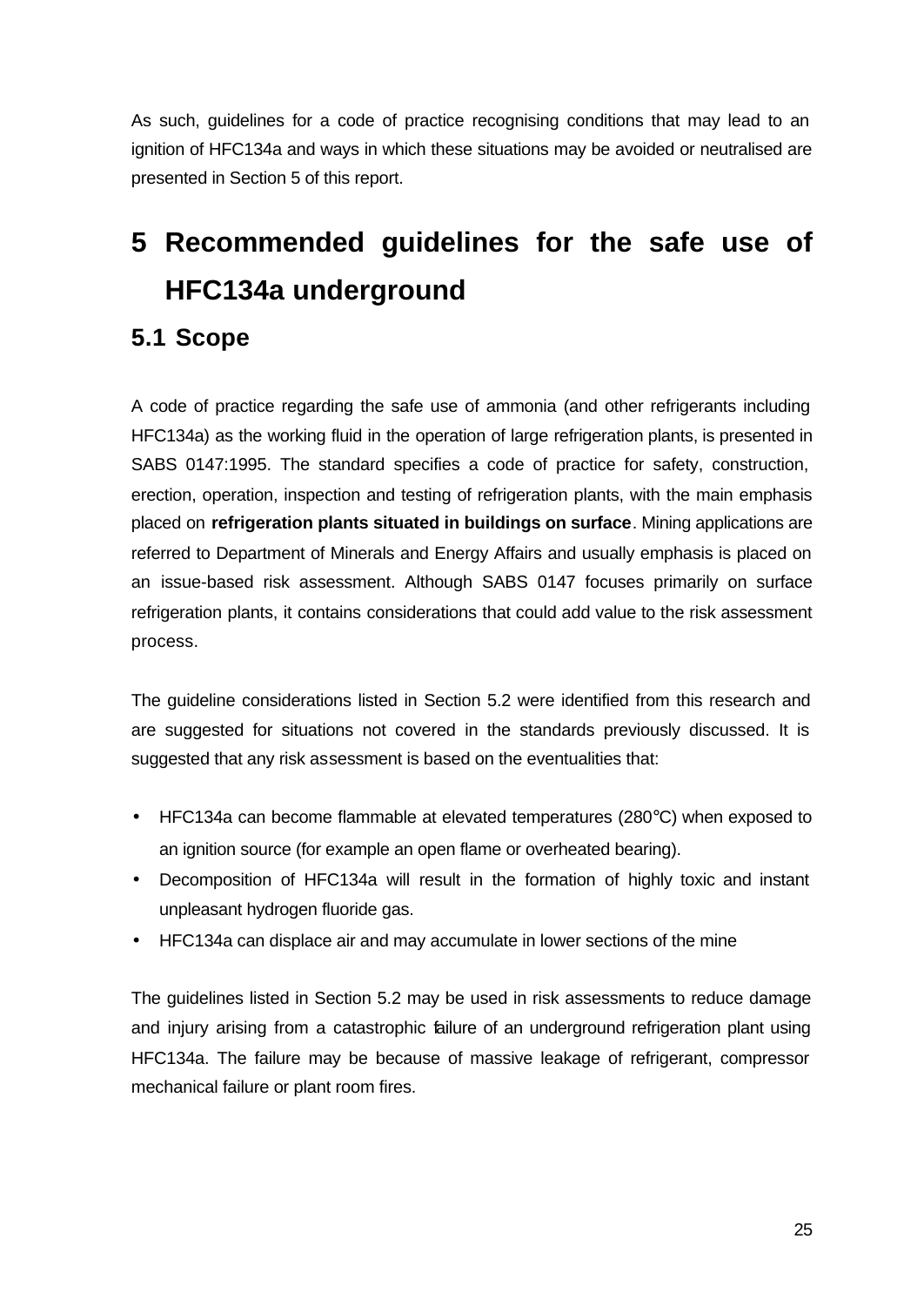As such, guidelines for a code of practice recognising conditions that may lead to an ignition of HFC134a and ways in which these situations may be avoided or neutralised are presented in Section 5 of this report.

# 5 Recommended guidelines for the safe use of HFC134a underground

## 5.1 Scope

A code of practice regarding the safe use of ammonia (and other refrigerants including HFC134a) as the working fluid in the operation of large refrigeration plants, is presented in SABS 0147:1995. The standard specifies a code of practice for safety, construction, erection, operation, inspection and testing of refrigeration plants, with the main emphasis placed on **refrigeration plants situated in buildings on surface**. Mining applications are referred to Department of Minerals and Energy Affairs and usually emphasis is placed on an issue-based risk assessment. Although SABS 0147 focuses primarily on surface refrigeration plants, it contains considerations that could add value to the risk assessment process.

The guideline considerations listed in Section 5.2 were identified from this research and are suggested for situations not covered in the standards previously discussed. It is suggested that any risk assessment is based on the eventualities that:

- HFC134a can become flammable at elevated temperatures (280°C) when exposed to an ignition source (for example an open flame or overheated bearing).
- Decomposition of HFC134a will result in the formation of highly toxic and instant unpleasant hydrogen fluoride gas.
- HFC134a can displace air and may accumulate in lower sections of the mine

The guidelines listed in Section 5.2 may be used in risk assessments to reduce damage and injury arising from a catastrophic failure of an underground refrigeration plant using HFC134a. The failure may be because of massive leakage of refrigerant, compressor mechanical failure or plant room fires.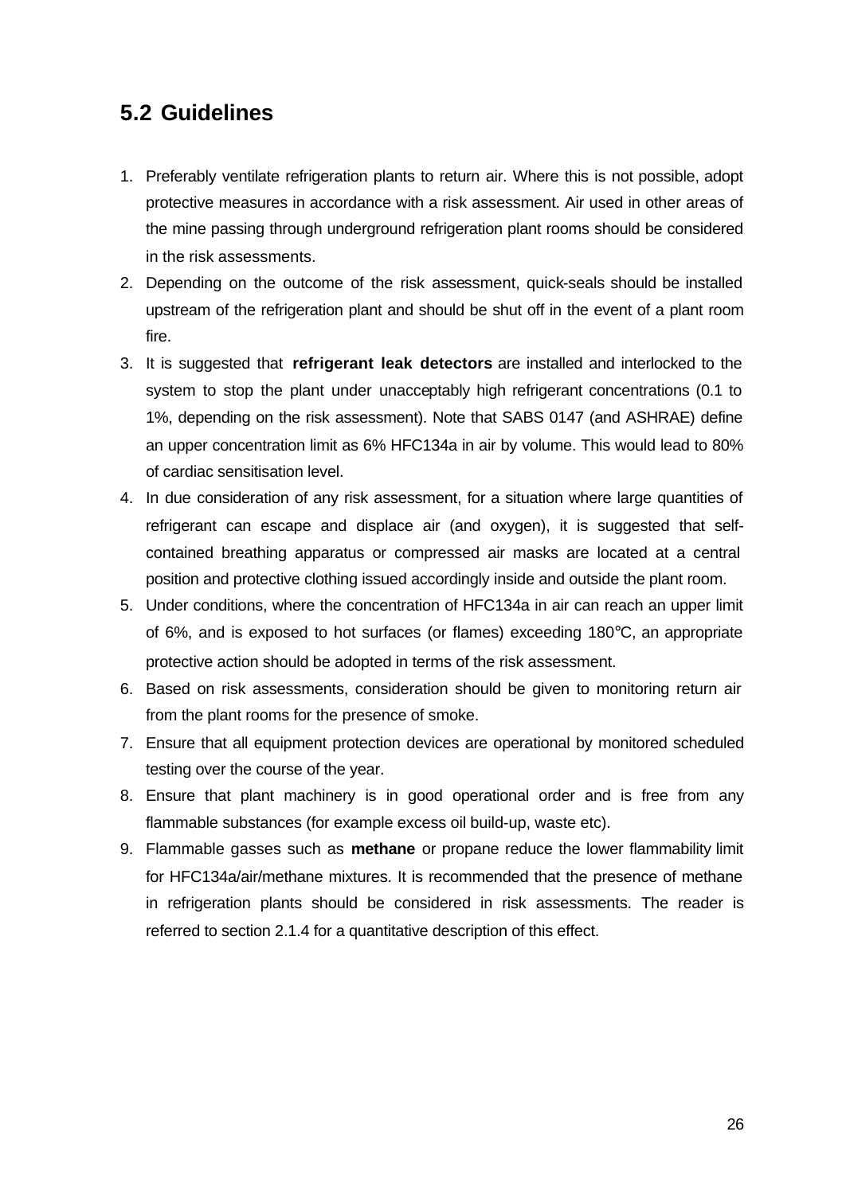## 5.2 Guidelines

1. Preferably ventilate refrigeration plants to return air. Where this is not possible, adopt protective measures in accordance with a risk assessment. Air used in other areas of the mine passing through underground refrigeration plant rooms should be considered in the risk assessments.
2. Depending on the outcome of the risk assessment, quick-seals should be installed upstream of the refrigeration plant and should be shut off in the event of a plant room fire.
3. It is suggested that **refrigerant leak detectors** are installed and interlocked to the system to stop the plant under unacceptably high refrigerant concentrations (0.1 to 1%, depending on the risk assessment). Note that SABS 0147 (and ASHRAE) define an upper concentration limit as 6% HFC134a in air by volume. This would lead to 80% of cardiac sensitisation level.
4. In due consideration of any risk assessment, for a situation where large quantities of refrigerant can escape and displace air (and oxygen), it is suggested that self-contained breathing apparatus or compressed air masks are located at a central position and protective clothing issued accordingly inside and outside the plant room.
5. Under conditions, where the concentration of HFC134a in air can reach an upper limit of 6%, and is exposed to hot surfaces (or flames) exceeding 180°C, an appropriate protective action should be adopted in terms of the risk assessment.
6. Based on risk assessments, consideration should be given to monitoring return air from the plant rooms for the presence of smoke.
7. Ensure that all equipment protection devices are operational by monitored scheduled testing over the course of the year.
8. Ensure that plant machinery is in good operational order and is free from any flammable substances (for example excess oil build-up, waste etc).
9. Flammable gasses such as **methane** or propane reduce the lower flammability limit for HFC134a/air/methane mixtures. It is recommended that the presence of methane in refrigeration plants should be considered in risk assessments. The reader is referred to section 2.1.4 for a quantitative description of this effect.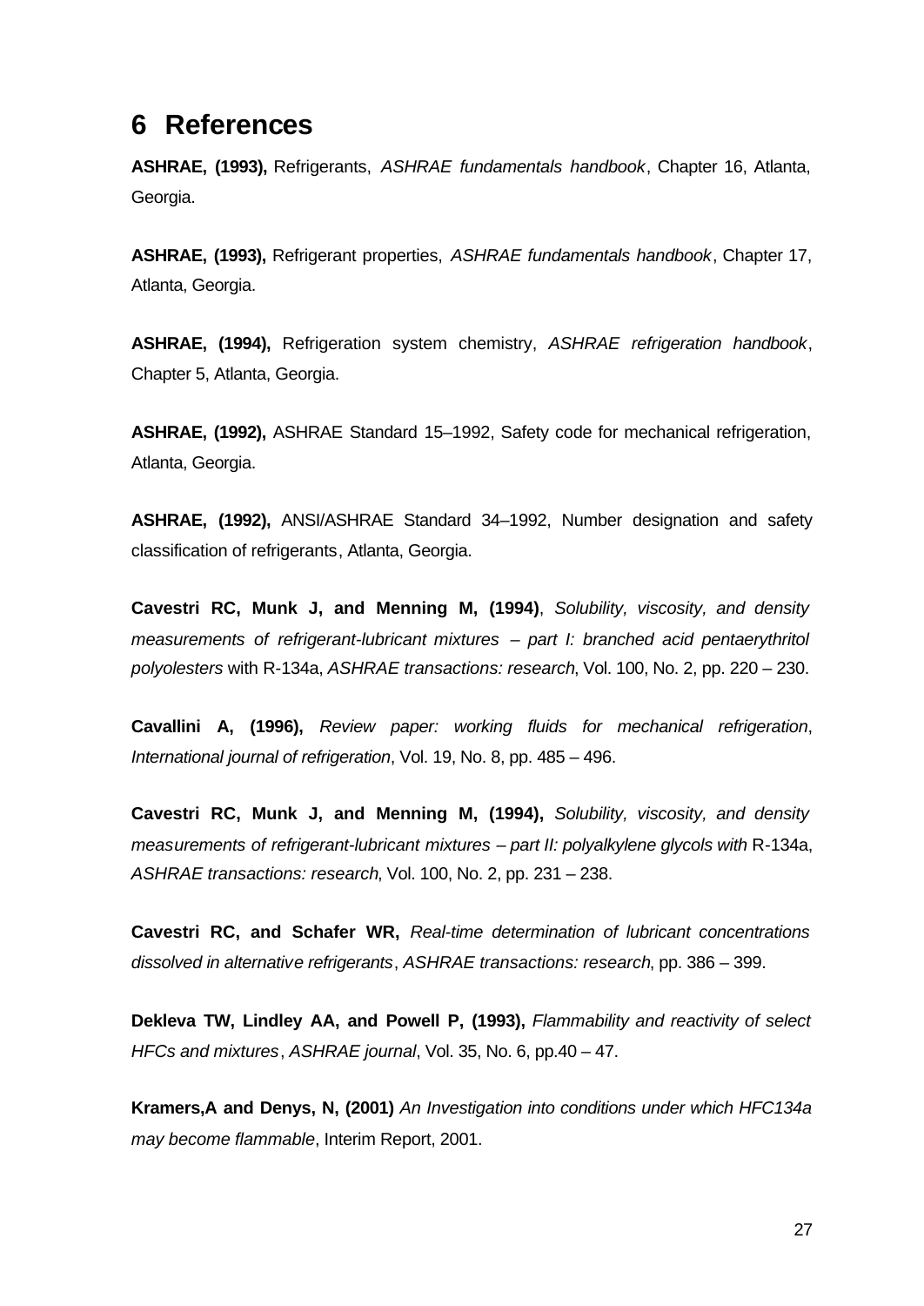# 6 References

**ASHRAE, (1993),** Refrigerants, *ASHRAE fundamentals handbook*, Chapter 16, Atlanta, Georgia.

**ASHRAE, (1993),** Refrigerant properties, *ASHRAE fundamentals handbook*, Chapter 17, Atlanta, Georgia.

**ASHRAE, (1994),** Refrigeration system chemistry, *ASHRAE refrigeration handbook*, Chapter 5, Atlanta, Georgia.

**ASHRAE, (1992),** ASHRAE Standard 15–1992, Safety code for mechanical refrigeration, Atlanta, Georgia.

**ASHRAE, (1992),** ANSI/ASHRAE Standard 34–1992, Number designation and safety classification of refrigerants, Atlanta, Georgia.

**Cavestri RC, Munk J, and Menning M, (1994)**, *Solubility, viscosity, and density measurements of refrigerant-lubricant mixtures – part I: branched acid pentaerythritol polyolesters* with R-134a, *ASHRAE transactions: research*, Vol. 100, No. 2, pp. 220 – 230.

**Cavallini A, (1996),** *Review paper: working fluids for mechanical refrigeration*, *International journal of refrigeration*, Vol. 19, No. 8, pp. 485 – 496.

**Cavestri RC, Munk J, and Menning M, (1994),** *Solubility, viscosity, and density measurements of refrigerant-lubricant mixtures – part II: polyalkylene glycols with* R-134a, *ASHRAE transactions: research*, Vol. 100, No. 2, pp. 231 – 238.

**Cavestri RC, and Schafer WR,** *Real-time determination of lubricant concentrations dissolved in alternative refrigerants*, *ASHRAE transactions: research*, pp. 386 – 399.

**Dekleva TW, Lindley AA, and Powell P, (1993),** *Flammability and reactivity of select HFCs and mixtures*, *ASHRAE journal*, Vol. 35, No. 6, pp.40 – 47.

**Kramers,A and Denys, N, (2001)** *An Investigation into conditions under which HFC134a may become flammable*, Interim Report, 2001.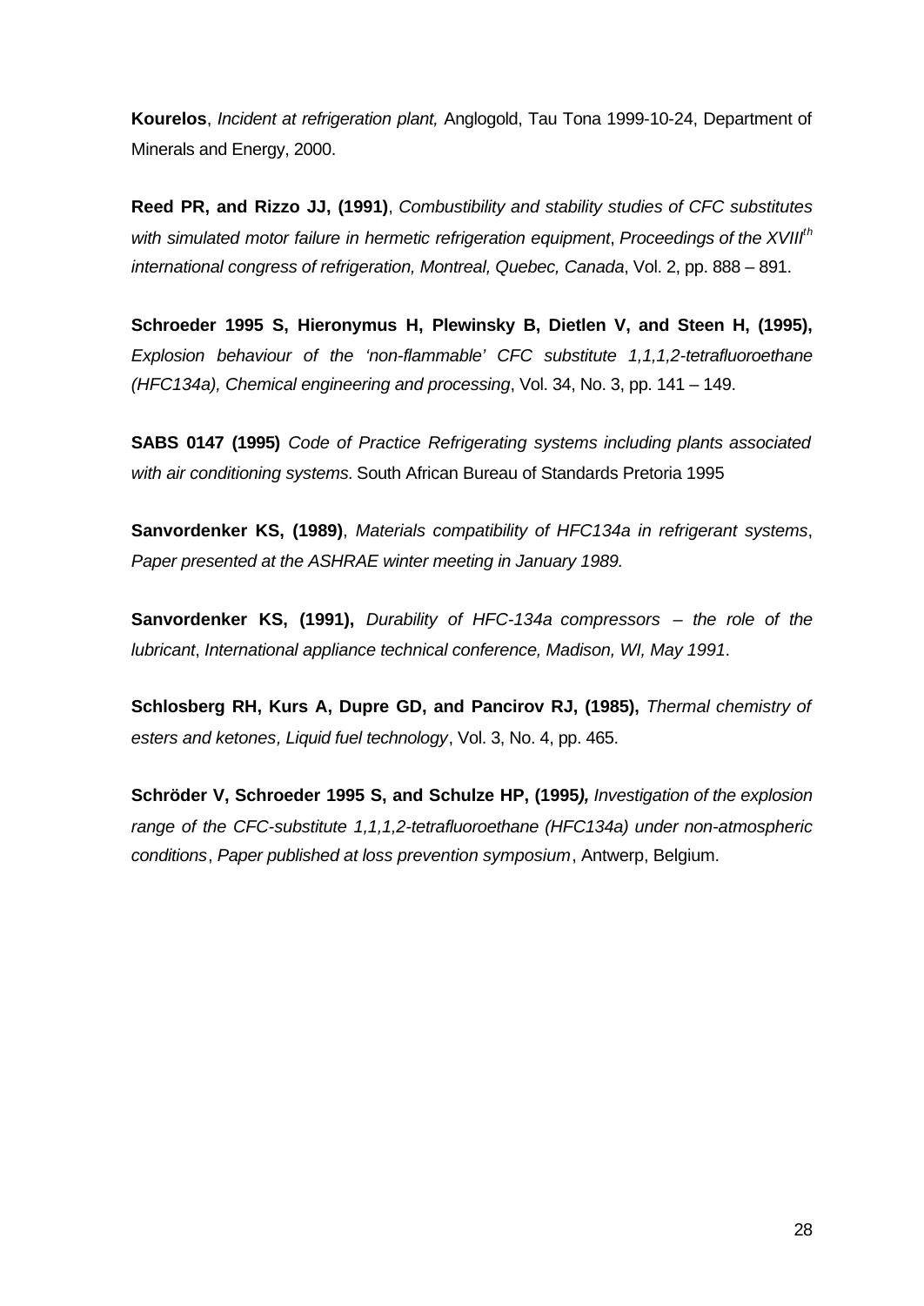**Kourelos**, *Incident at refrigeration plant,* Anglogold, Tau Tona 1999-10-24, Department of Minerals and Energy, 2000.

**Reed PR, and Rizzo JJ, (1991)**, *Combustibility and stability studies of CFC substitutes with simulated motor failure in hermetic refrigeration equipment*, *Proceedings of the XVIII$^{th}$ international congress of refrigeration, Montreal, Quebec, Canada*, Vol. 2, pp. 888 – 891.

**Schroeder 1995 S, Hieronymus H, Plewinsky B, Dietlen V, and Steen H, (1995),** *Explosion behaviour of the 'non-flammable' CFC substitute 1,1,1,2-tetrafluoroethane (HFC134a), Chemical engineering and processing*, Vol. 34, No. 3, pp. 141 – 149.

**SABS 0147 (1995)** *Code of Practice Refrigerating systems including plants associated with air conditioning systems.* South African Bureau of Standards Pretoria 1995

**Sanvordenker KS, (1989)**, *Materials compatibility of HFC134a in refrigerant systems*, *Paper presented at the ASHRAE winter meeting in January 1989.*

**Sanvordenker KS, (1991),** *Durability of HFC-134a compressors – the role of the lubricant*, *International appliance technical conference, Madison, WI, May 1991*.

**Schlosberg RH, Kurs A, Dupre GD, and Pancirov RJ, (1985),** *Thermal chemistry of esters and ketones, Liquid fuel technology*, Vol. 3, No. 4, pp. 465.

**Schröder V, Schroeder 1995 S, and Schulze HP, (1995*),*** *Investigation of the explosion range of the CFC-substitute 1,1,1,2-tetrafluoroethane (HFC134a) under non-atmospheric conditions*, *Paper published at loss prevention symposium*, Antwerp, Belgium.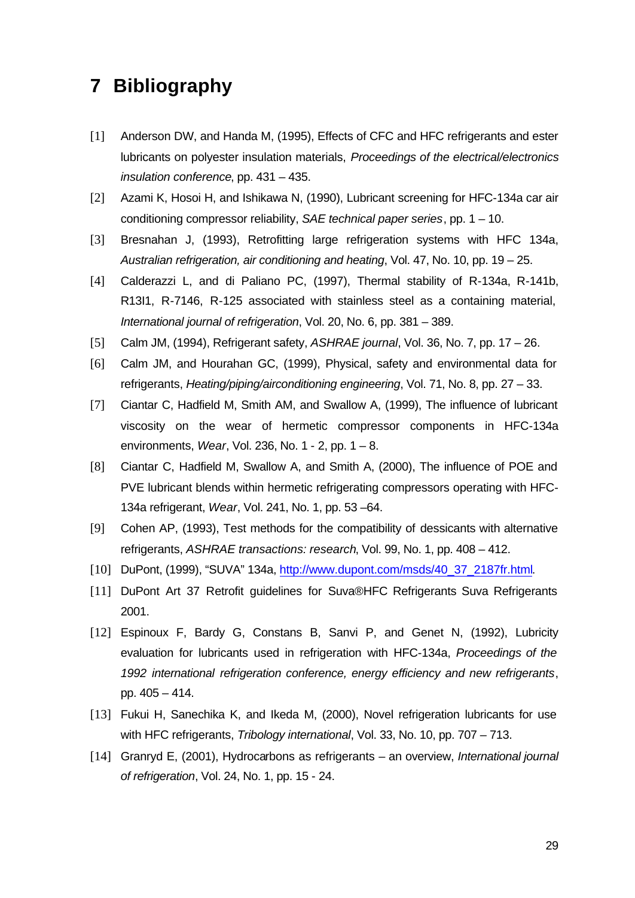# 7 Bibliography

[1] Anderson DW, and Handa M, (1995), Effects of CFC and HFC refrigerants and ester lubricants on polyester insulation materials, *Proceedings of the electrical/electronics insulation conference*, pp. 431 – 435.

[2] Azami K, Hosoi H, and Ishikawa N, (1990), Lubricant screening for HFC-134a car air conditioning compressor reliability, *SAE technical paper series*, pp. 1 – 10.

[3] Bresnahan J, (1993), Retrofitting large refrigeration systems with HFC 134a, *Australian refrigeration, air conditioning and heating*, Vol. 47, No. 10, pp. 19 – 25.

[4] Calderazzi L, and di Paliano PC, (1997), Thermal stability of R-134a, R-141b, R13I1, R-7146, R-125 associated with stainless steel as a containing material, *International journal of refrigeration*, Vol. 20, No. 6, pp. 381 – 389.

[5] Calm JM, (1994), Refrigerant safety, *ASHRAE journal*, Vol. 36, No. 7, pp. 17 – 26.

[6] Calm JM, and Hourahan GC, (1999), Physical, safety and environmental data for refrigerants, *Heating/piping/airconditioning engineering*, Vol. 71, No. 8, pp. 27 – 33.

[7] Ciantar C, Hadfield M, Smith AM, and Swallow A, (1999), The influence of lubricant viscosity on the wear of hermetic compressor components in HFC-134a environments, *Wear*, Vol. 236, No. 1 - 2, pp. 1 – 8.

[8] Ciantar C, Hadfield M, Swallow A, and Smith A, (2000), The influence of POE and PVE lubricant blends within hermetic refrigerating compressors operating with HFC-134a refrigerant, *Wear*, Vol. 241, No. 1, pp. 53 –64.

[9] Cohen AP, (1993), Test methods for the compatibility of dessicants with alternative refrigerants, *ASHRAE transactions: research*, Vol. 99, No. 1, pp. 408 – 412.

[10] DuPont, (1999), "SUVA" 134a, http://www.dupont.com/msds/40_37_2187fr.html.

[11] DuPont Art 37 Retrofit guidelines for Suva®HFC Refrigerants Suva Refrigerants 2001.

[12] Espinoux F, Bardy G, Constans B, Sanvi P, and Genet N, (1992), Lubricity evaluation for lubricants used in refrigeration with HFC-134a, *Proceedings of the 1992 international refrigeration conference, energy efficiency and new refrigerants*, pp. 405 – 414.

[13] Fukui H, Sanechika K, and Ikeda M, (2000), Novel refrigeration lubricants for use with HFC refrigerants, *Tribology international*, Vol. 33, No. 10, pp. 707 – 713.

[14] Granryd E, (2001), Hydrocarbons as refrigerants – an overview, *International journal of refrigeration*, Vol. 24, No. 1, pp. 15 - 24.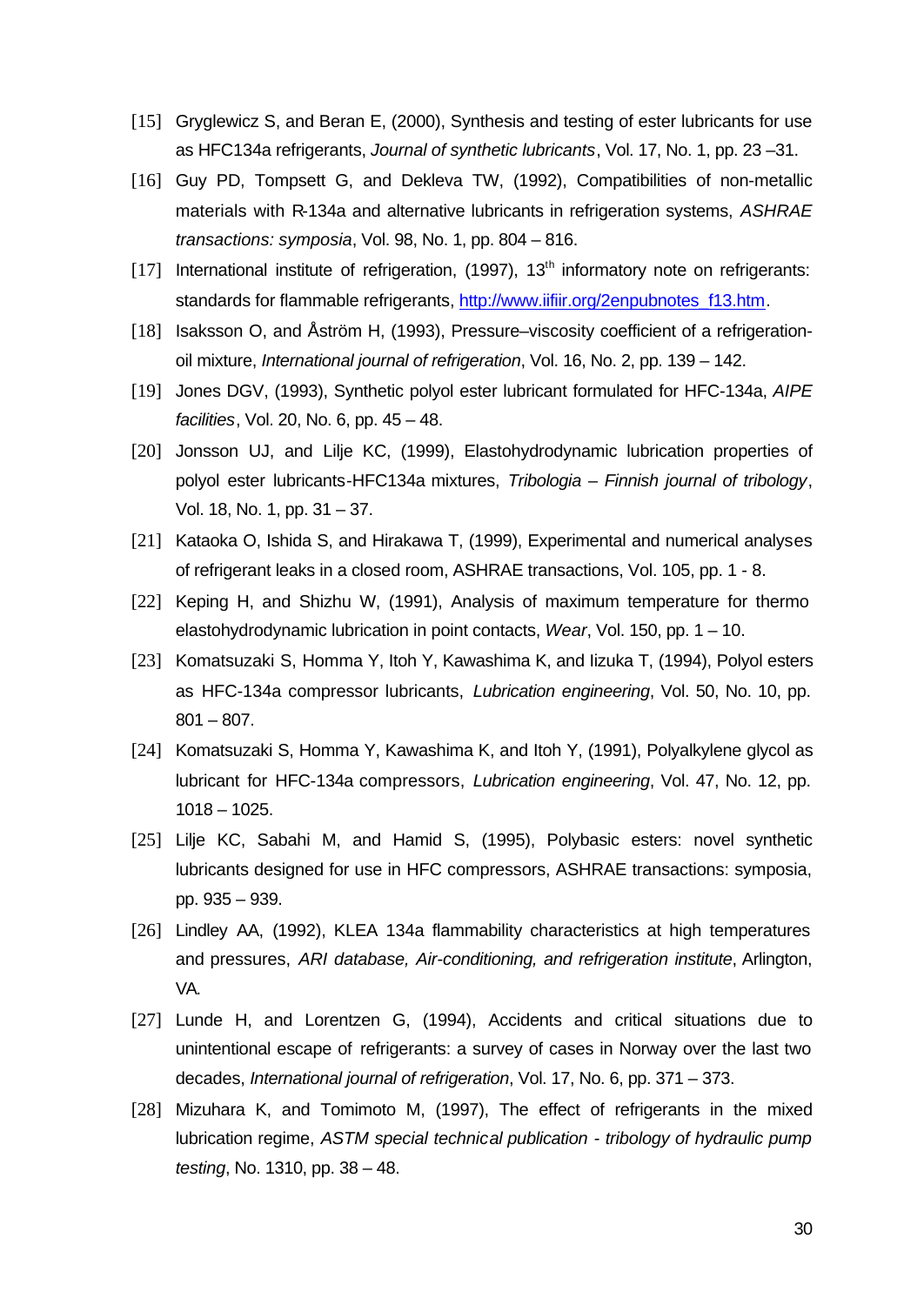[15] Gryglewicz S, and Beran E, (2000), Synthesis and testing of ester lubricants for use as HFC134a refrigerants, *Journal of synthetic lubricants*, Vol. 17, No. 1, pp. 23 –31.

[16] Guy PD, Tompsett G, and Dekleva TW, (1992), Compatibilities of non-metallic materials with R-134a and alternative lubricants in refrigeration systems, *ASHRAE transactions: symposia*, Vol. 98, No. 1, pp. 804 – 816.

[17] International institute of refrigeration, (1997), 13th informatory note on refrigerants: standards for flammable refrigerants, http://www.iifiir.org/2enpubnotes_f13.htm.

[18] Isaksson O, and Åström H, (1993), Pressure–viscosity coefficient of a refrigeration-oil mixture, *International journal of refrigeration*, Vol. 16, No. 2, pp. 139 – 142.

[19] Jones DGV, (1993), Synthetic polyol ester lubricant formulated for HFC-134a, *AIPE facilities*, Vol. 20, No. 6, pp. 45 – 48.

[20] Jonsson UJ, and Lilje KC, (1999), Elastohydrodynamic lubrication properties of polyol ester lubricants-HFC134a mixtures, *Tribologia – Finnish journal of tribology*, Vol. 18, No. 1, pp. 31 – 37.

[21] Kataoka O, Ishida S, and Hirakawa T, (1999), Experimental and numerical analyses of refrigerant leaks in a closed room, ASHRAE transactions, Vol. 105, pp. 1 - 8.

[22] Keping H, and Shizhu W, (1991), Analysis of maximum temperature for thermo elastohydrodynamic lubrication in point contacts, *Wear*, Vol. 150, pp. 1 – 10.

[23] Komatsuzaki S, Homma Y, Itoh Y, Kawashima K, and Iizuka T, (1994), Polyol esters as HFC-134a compressor lubricants, *Lubrication engineering*, Vol. 50, No. 10, pp. 801 – 807.

[24] Komatsuzaki S, Homma Y, Kawashima K, and Itoh Y, (1991), Polyalkylene glycol as lubricant for HFC-134a compressors, *Lubrication engineering*, Vol. 47, No. 12, pp. 1018 – 1025.

[25] Lilje KC, Sabahi M, and Hamid S, (1995), Polybasic esters: novel synthetic lubricants designed for use in HFC compressors, ASHRAE transactions: symposia, pp. 935 – 939.

[26] Lindley AA, (1992), KLEA 134a flammability characteristics at high temperatures and pressures, *ARI database, Air-conditioning, and refrigeration institute*, Arlington, VA.

[27] Lunde H, and Lorentzen G, (1994), Accidents and critical situations due to unintentional escape of refrigerants: a survey of cases in Norway over the last two decades, *International journal of refrigeration*, Vol. 17, No. 6, pp. 371 – 373.

[28] Mizuhara K, and Tomimoto M, (1997), The effect of refrigerants in the mixed lubrication regime, *ASTM special technical publication - tribology of hydraulic pump testing*, No. 1310, pp. 38 – 48.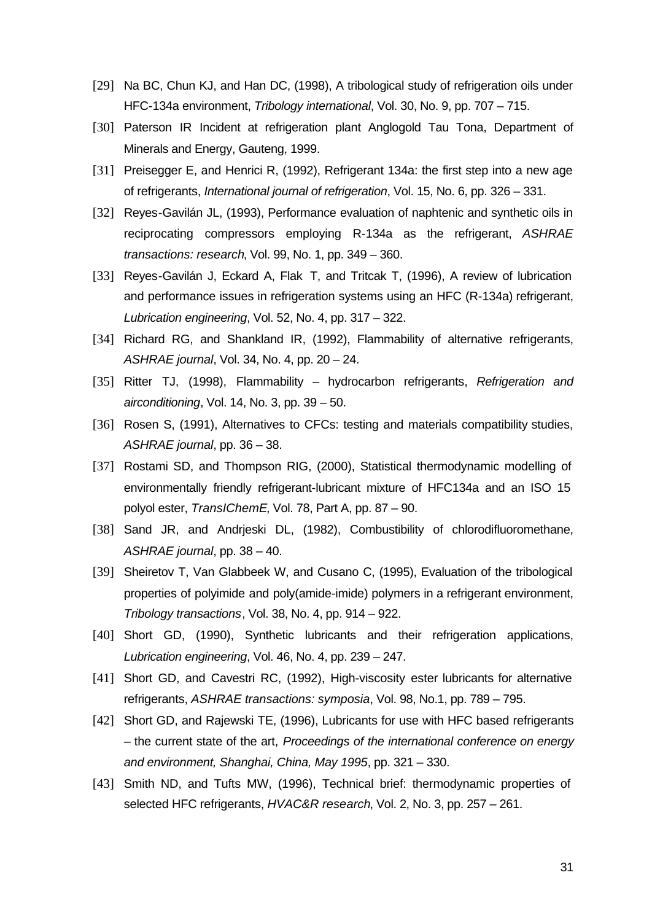[29] Na BC, Chun KJ, and Han DC, (1998), A tribological study of refrigeration oils under HFC-134a environment, *Tribology international*, Vol. 30, No. 9, pp. 707 – 715.

[30] Paterson IR Incident at refrigeration plant Anglogold Tau Tona, Department of Minerals and Energy, Gauteng, 1999.

[31] Preisegger E, and Henrici R, (1992), Refrigerant 134a: the first step into a new age of refrigerants, *International journal of refrigeration*, Vol. 15, No. 6, pp. 326 – 331.

[32] Reyes-Gavilán JL, (1993), Performance evaluation of naphtenic and synthetic oils in reciprocating compressors employing R-134a as the refrigerant, *ASHRAE transactions: research*, Vol. 99, No. 1, pp. 349 – 360.

[33] Reyes-Gavilán J, Eckard A, Flak T, and Tritcak T, (1996), A review of lubrication and performance issues in refrigeration systems using an HFC (R-134a) refrigerant, *Lubrication engineering*, Vol. 52, No. 4, pp. 317 – 322.

[34] Richard RG, and Shankland IR, (1992), Flammability of alternative refrigerants, *ASHRAE journal*, Vol. 34, No. 4, pp. 20 – 24.

[35] Ritter TJ, (1998), Flammability – hydrocarbon refrigerants, *Refrigeration and airconditioning*, Vol. 14, No. 3, pp. 39 – 50.

[36] Rosen S, (1991), Alternatives to CFCs: testing and materials compatibility studies, *ASHRAE journal*, pp. 36 – 38.

[37] Rostami SD, and Thompson RIG, (2000), Statistical thermodynamic modelling of environmentally friendly refrigerant-lubricant mixture of HFC134a and an ISO 15 polyol ester, *TransIChemE*, Vol. 78, Part A, pp. 87 – 90.

[38] Sand JR, and Andrjeski DL, (1982), Combustibility of chlorodifluoromethane, *ASHRAE journal*, pp. 38 – 40.

[39] Sheiretov T, Van Glabbeek W, and Cusano C, (1995), Evaluation of the tribological properties of polyimide and poly(amide-imide) polymers in a refrigerant environment, *Tribology transactions*, Vol. 38, No. 4, pp. 914 – 922.

[40] Short GD, (1990), Synthetic lubricants and their refrigeration applications, *Lubrication engineering*, Vol. 46, No. 4, pp. 239 – 247.

[41] Short GD, and Cavestri RC, (1992), High-viscosity ester lubricants for alternative refrigerants, *ASHRAE transactions: symposia*, Vol. 98, No.1, pp. 789 – 795.

[42] Short GD, and Rajewski TE, (1996), Lubricants for use with HFC based refrigerants – the current state of the art, *Proceedings of the international conference on energy and environment, Shanghai, China, May 1995*, pp. 321 – 330.

[43] Smith ND, and Tufts MW, (1996), Technical brief: thermodynamic properties of selected HFC refrigerants, *HVAC&R research*, Vol. 2, No. 3, pp. 257 – 261.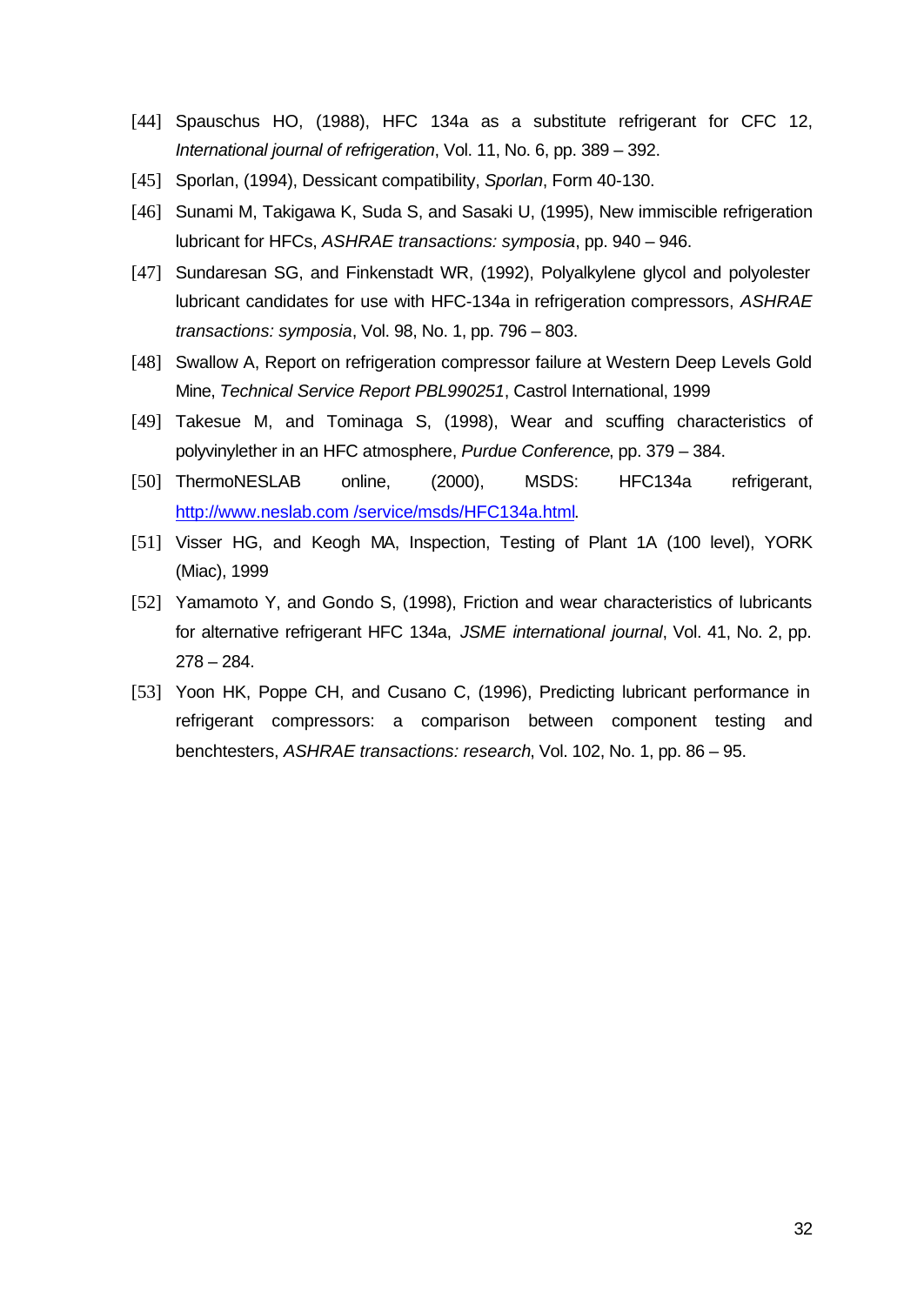[44] Spauschus HO, (1988), HFC 134a as a substitute refrigerant for CFC 12, *International journal of refrigeration*, Vol. 11, No. 6, pp. 389 – 392.

[45] Sporlan, (1994), Dessicant compatibility, *Sporlan*, Form 40-130.

[46] Sunami M, Takigawa K, Suda S, and Sasaki U, (1995), New immiscible refrigeration lubricant for HFCs, *ASHRAE transactions: symposia*, pp. 940 – 946.

[47] Sundaresan SG, and Finkenstadt WR, (1992), Polyalkylene glycol and polyolester lubricant candidates for use with HFC-134a in refrigeration compressors, *ASHRAE transactions: symposia*, Vol. 98, No. 1, pp. 796 – 803.

[48] Swallow A, Report on refrigeration compressor failure at Western Deep Levels Gold Mine, *Technical Service Report PBL990251*, Castrol International, 1999

[49] Takesue M, and Tominaga S, (1998), Wear and scuffing characteristics of polyvinylether in an HFC atmosphere, *Purdue Conference*, pp. 379 – 384.

[50] ThermoNESLAB online, (2000), MSDS: HFC134a refrigerant, [http://www.neslab.com /service/msds/HFC134a.html](http://www.neslab.com/service/msds/HFC134a.html).

[51] Visser HG, and Keogh MA, Inspection, Testing of Plant 1A (100 level), YORK (Miac), 1999

[52] Yamamoto Y, and Gondo S, (1998), Friction and wear characteristics of lubricants for alternative refrigerant HFC 134a, *JSME international journal*, Vol. 41, No. 2, pp. 278 – 284.

[53] Yoon HK, Poppe CH, and Cusano C, (1996), Predicting lubricant performance in refrigerant compressors: a comparison between component testing and benchtesters, *ASHRAE transactions: research*, Vol. 102, No. 1, pp. 86 – 95.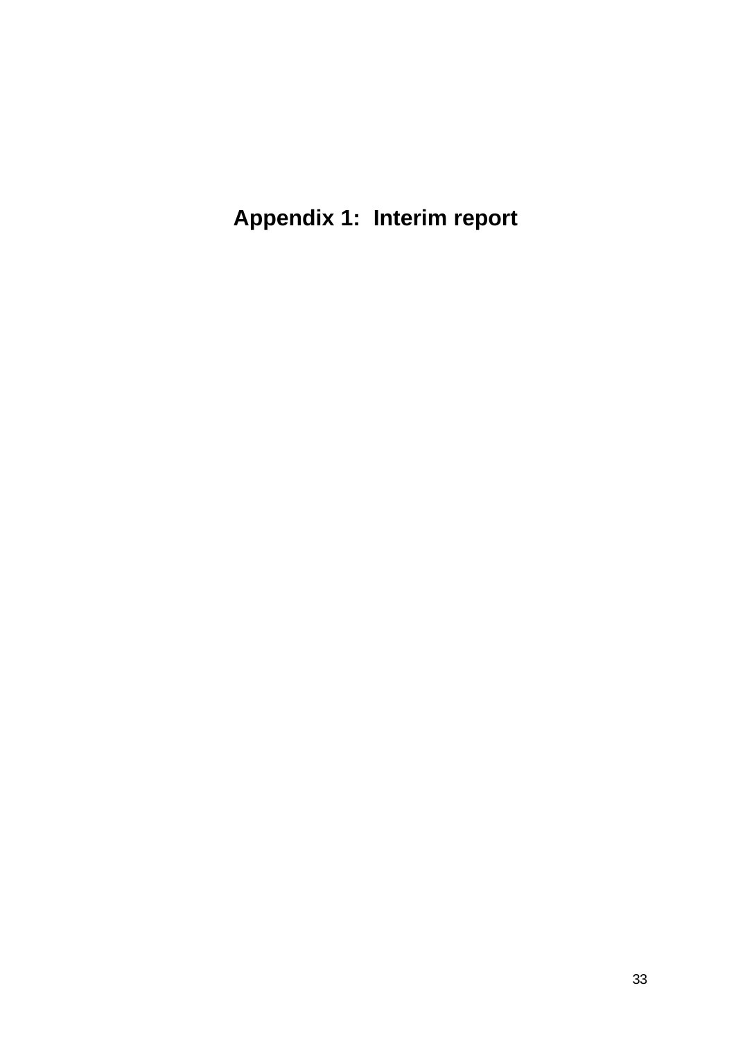# Appendix 1: Interim report